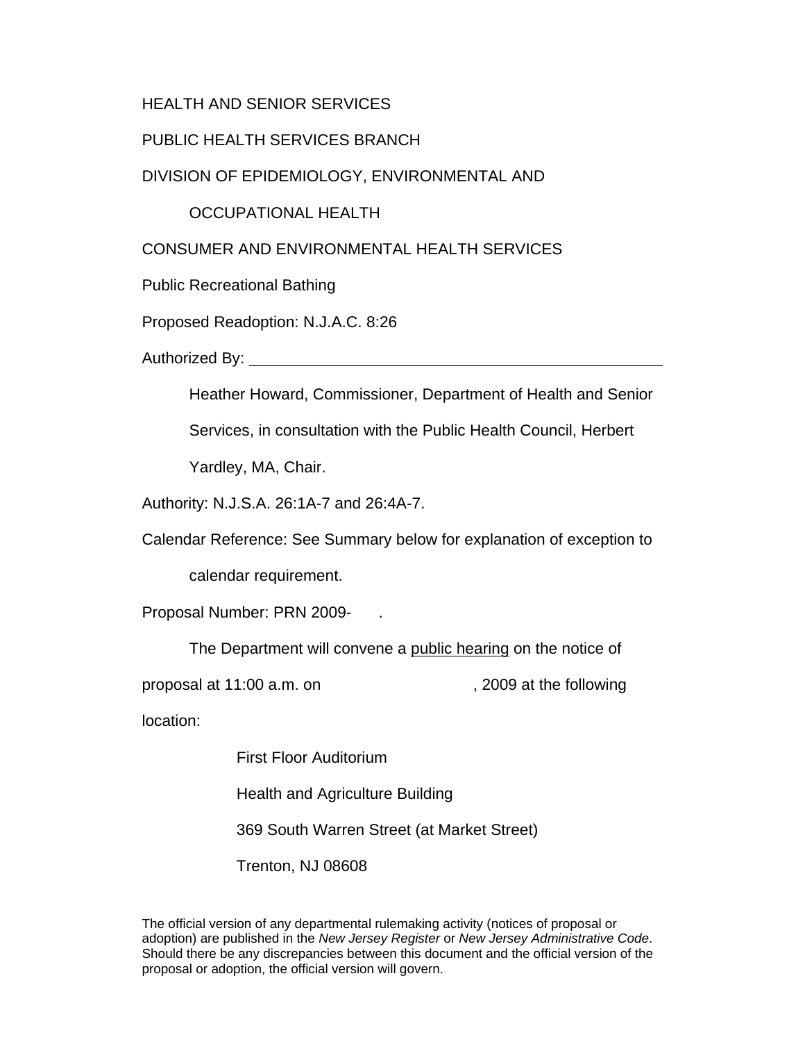HEALTH AND SENIOR SERVICES

PUBLIC HEALTH SERVICES BRANCH

DIVISION OF EPIDEMIOLOGY, ENVIRONMENTAL AND

OCCUPATIONAL HEALTH

CONSUMER AND ENVIRONMENTAL HEALTH SERVICES

Public Recreational Bathing

Proposed Readoption: N.J.A.C. 8:26

Authorized By: ______________________________________________

Heather Howard, Commissioner, Department of Health and Senior Services, in consultation with the Public Health Council, Herbert Yardley, MA, Chair.

Authority: N.J.S.A. 26:1A-7 and 26:4A-7.

Calendar Reference: See Summary below for explanation of exception to calendar requirement.

Proposal Number: PRN 2009- .

The Department will convene a public hearing on the notice of proposal at 11:00 a.m. on , 2009 at the following location:

First Floor Auditorium

Health and Agriculture Building

369 South Warren Street (at Market Street)

Trenton, NJ 08608

The official version of any departmental rulemaking activity (notices of proposal or adoption) are published in the *New Jersey Register* or *New Jersey Administrative Code*. Should there be any discrepancies between this document and the official version of the proposal or adoption, the official version will govern.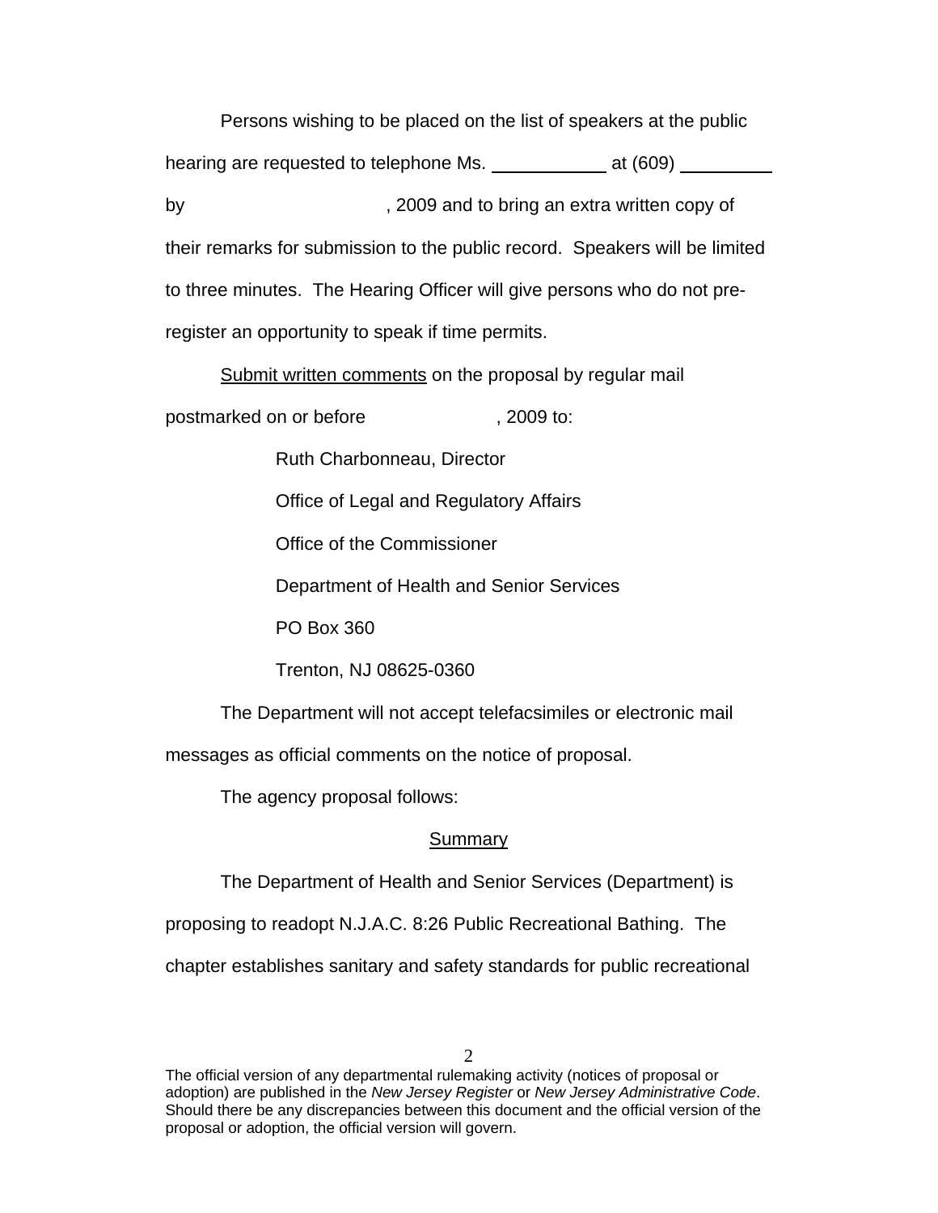Persons wishing to be placed on the list of speakers at the public hearing are requested to telephone Ms. ___________ at (609) _________ by                              , 2009 and to bring an extra written copy of their remarks for submission to the public record. Speakers will be limited to three minutes. The Hearing Officer will give persons who do not pre-register an opportunity to speak if time permits.

Submit written comments on the proposal by regular mail postmarked on or before                      , 2009 to:

> Ruth Charbonneau, Director
>
> Office of Legal and Regulatory Affairs
>
> Office of the Commissioner
>
> Department of Health and Senior Services
>
> PO Box 360
>
> Trenton, NJ 08625-0360

The Department will not accept telefacsimiles or electronic mail messages as official comments on the notice of proposal.

The agency proposal follows:

## Summary

The Department of Health and Senior Services (Department) is proposing to readopt N.J.A.C. 8:26 Public Recreational Bathing. The chapter establishes sanitary and safety standards for public recreational

The official version of any departmental rulemaking activity (notices of proposal or adoption) are published in the *New Jersey Register* or *New Jersey Administrative Code*. Should there be any discrepancies between this document and the official version of the proposal or adoption, the official version will govern.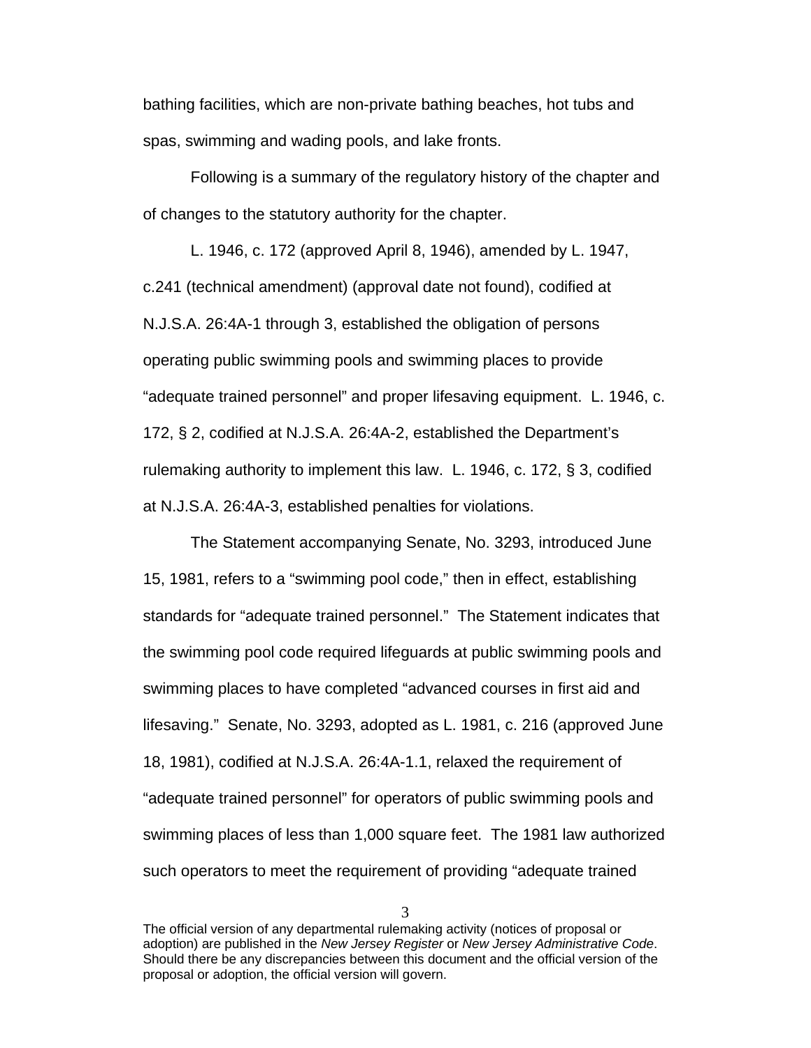bathing facilities, which are non-private bathing beaches, hot tubs and spas, swimming and wading pools, and lake fronts.

Following is a summary of the regulatory history of the chapter and of changes to the statutory authority for the chapter.

L. 1946, c. 172 (approved April 8, 1946), amended by L. 1947, c.241 (technical amendment) (approval date not found), codified at N.J.S.A. 26:4A-1 through 3, established the obligation of persons operating public swimming pools and swimming places to provide "adequate trained personnel" and proper lifesaving equipment. L. 1946, c. 172, § 2, codified at N.J.S.A. 26:4A-2, established the Department's rulemaking authority to implement this law. L. 1946, c. 172, § 3, codified at N.J.S.A. 26:4A-3, established penalties for violations.

The Statement accompanying Senate, No. 3293, introduced June 15, 1981, refers to a "swimming pool code," then in effect, establishing standards for "adequate trained personnel." The Statement indicates that the swimming pool code required lifeguards at public swimming pools and swimming places to have completed "advanced courses in first aid and lifesaving." Senate, No. 3293, adopted as L. 1981, c. 216 (approved June 18, 1981), codified at N.J.S.A. 26:4A-1.1, relaxed the requirement of "adequate trained personnel" for operators of public swimming pools and swimming places of less than 1,000 square feet. The 1981 law authorized such operators to meet the requirement of providing "adequate trained

The official version of any departmental rulemaking activity (notices of proposal or adoption) are published in the *New Jersey Register* or *New Jersey Administrative Code*. Should there be any discrepancies between this document and the official version of the proposal or adoption, the official version will govern.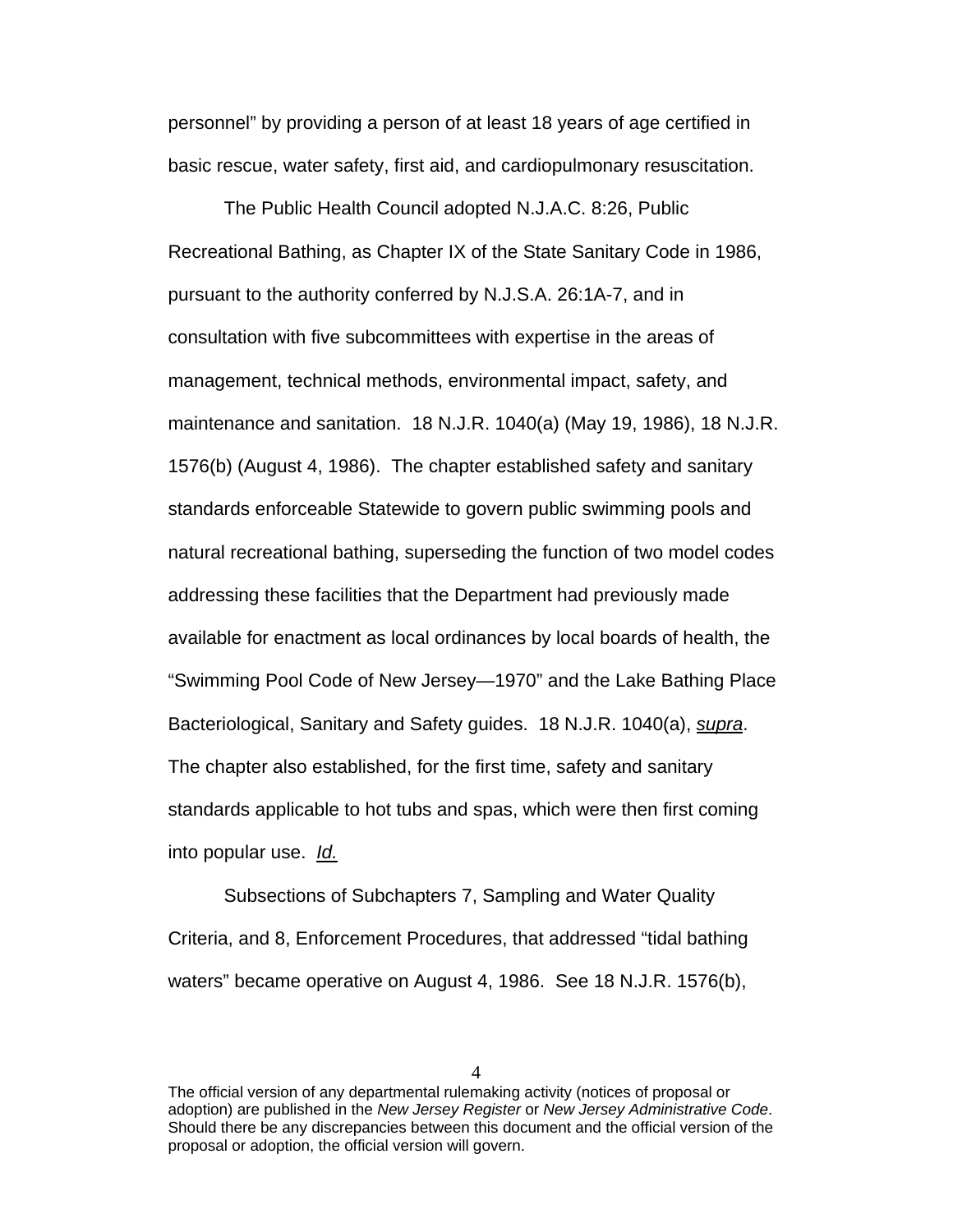personnel" by providing a person of at least 18 years of age certified in basic rescue, water safety, first aid, and cardiopulmonary resuscitation.

The Public Health Council adopted N.J.A.C. 8:26, Public Recreational Bathing, as Chapter IX of the State Sanitary Code in 1986, pursuant to the authority conferred by N.J.S.A. 26:1A-7, and in consultation with five subcommittees with expertise in the areas of management, technical methods, environmental impact, safety, and maintenance and sanitation. 18 N.J.R. 1040(a) (May 19, 1986), 18 N.J.R. 1576(b) (August 4, 1986). The chapter established safety and sanitary standards enforceable Statewide to govern public swimming pools and natural recreational bathing, superseding the function of two model codes addressing these facilities that the Department had previously made available for enactment as local ordinances by local boards of health, the "Swimming Pool Code of New Jersey—1970" and the Lake Bathing Place Bacteriological, Sanitary and Safety guides. 18 N.J.R. 1040(a), *supra*. The chapter also established, for the first time, safety and sanitary standards applicable to hot tubs and spas, which were then first coming into popular use. *Id.*

Subsections of Subchapters 7, Sampling and Water Quality Criteria, and 8, Enforcement Procedures, that addressed "tidal bathing waters" became operative on August 4, 1986. See 18 N.J.R. 1576(b),

The official version of any departmental rulemaking activity (notices of proposal or adoption) are published in the *New Jersey Register* or *New Jersey Administrative Code*. Should there be any discrepancies between this document and the official version of the proposal or adoption, the official version will govern.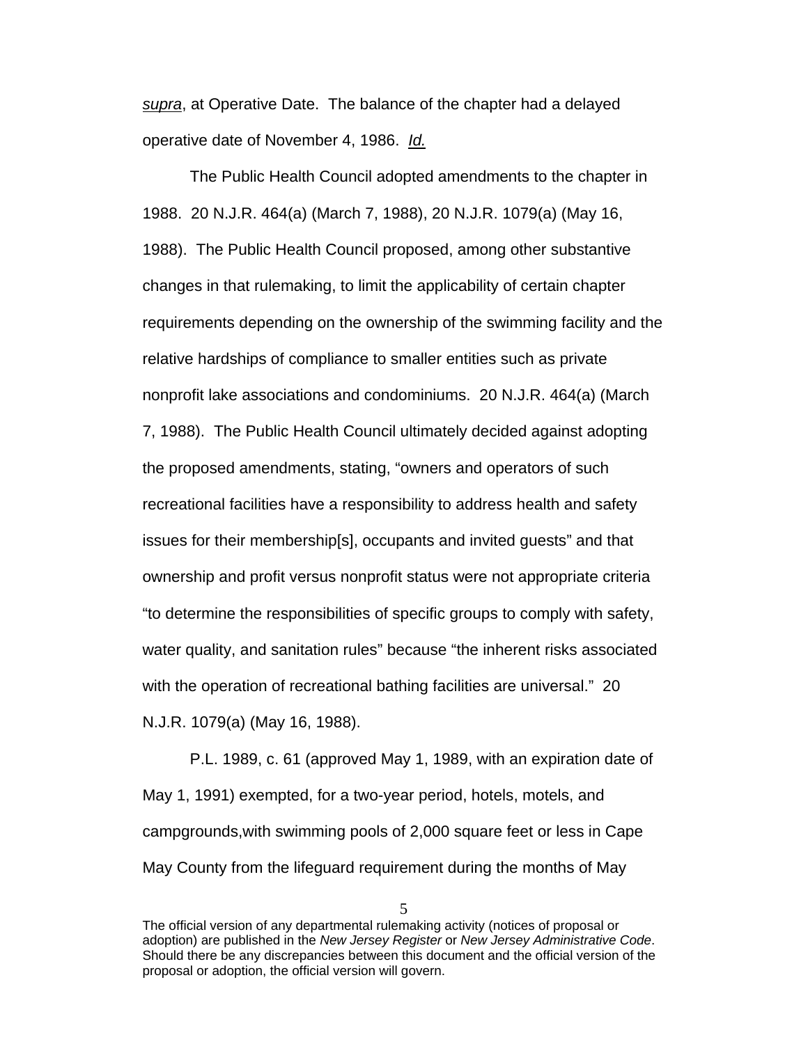*supra*, at Operative Date. The balance of the chapter had a delayed operative date of November 4, 1986. *Id.*

The Public Health Council adopted amendments to the chapter in 1988. 20 N.J.R. 464(a) (March 7, 1988), 20 N.J.R. 1079(a) (May 16, 1988). The Public Health Council proposed, among other substantive changes in that rulemaking, to limit the applicability of certain chapter requirements depending on the ownership of the swimming facility and the relative hardships of compliance to smaller entities such as private nonprofit lake associations and condominiums. 20 N.J.R. 464(a) (March 7, 1988). The Public Health Council ultimately decided against adopting the proposed amendments, stating, "owners and operators of such recreational facilities have a responsibility to address health and safety issues for their membership[s], occupants and invited guests" and that ownership and profit versus nonprofit status were not appropriate criteria "to determine the responsibilities of specific groups to comply with safety, water quality, and sanitation rules" because "the inherent risks associated with the operation of recreational bathing facilities are universal." 20 N.J.R. 1079(a) (May 16, 1988).

P.L. 1989, c. 61 (approved May 1, 1989, with an expiration date of May 1, 1991) exempted, for a two-year period, hotels, motels, and campgrounds,with swimming pools of 2,000 square feet or less in Cape May County from the lifeguard requirement during the months of May

The official version of any departmental rulemaking activity (notices of proposal or adoption) are published in the *New Jersey Register* or *New Jersey Administrative Code*. Should there be any discrepancies between this document and the official version of the proposal or adoption, the official version will govern.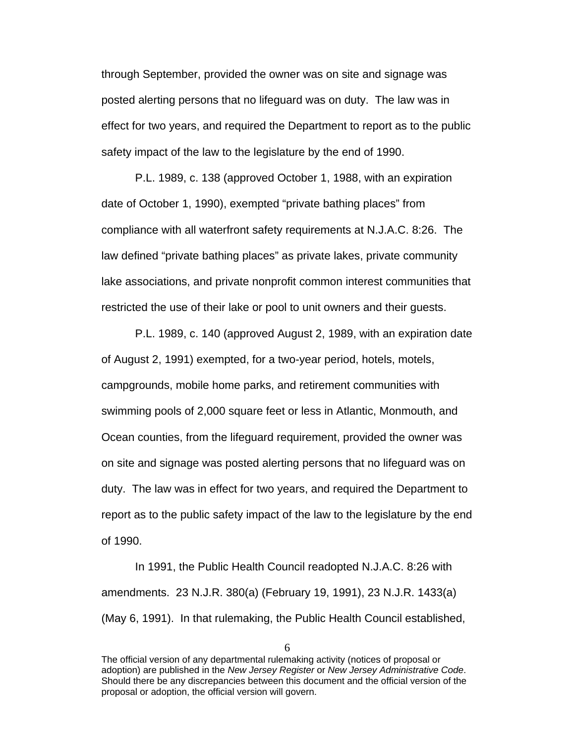through September, provided the owner was on site and signage was posted alerting persons that no lifeguard was on duty. The law was in effect for two years, and required the Department to report as to the public safety impact of the law to the legislature by the end of 1990.

P.L. 1989, c. 138 (approved October 1, 1988, with an expiration date of October 1, 1990), exempted "private bathing places" from compliance with all waterfront safety requirements at N.J.A.C. 8:26. The law defined "private bathing places" as private lakes, private community lake associations, and private nonprofit common interest communities that restricted the use of their lake or pool to unit owners and their guests.

P.L. 1989, c. 140 (approved August 2, 1989, with an expiration date of August 2, 1991) exempted, for a two-year period, hotels, motels, campgrounds, mobile home parks, and retirement communities with swimming pools of 2,000 square feet or less in Atlantic, Monmouth, and Ocean counties, from the lifeguard requirement, provided the owner was on site and signage was posted alerting persons that no lifeguard was on duty. The law was in effect for two years, and required the Department to report as to the public safety impact of the law to the legislature by the end of 1990.

In 1991, the Public Health Council readopted N.J.A.C. 8:26 with amendments. 23 N.J.R. 380(a) (February 19, 1991), 23 N.J.R. 1433(a) (May 6, 1991). In that rulemaking, the Public Health Council established,

The official version of any departmental rulemaking activity (notices of proposal or adoption) are published in the *New Jersey Register* or *New Jersey Administrative Code*. Should there be any discrepancies between this document and the official version of the proposal or adoption, the official version will govern.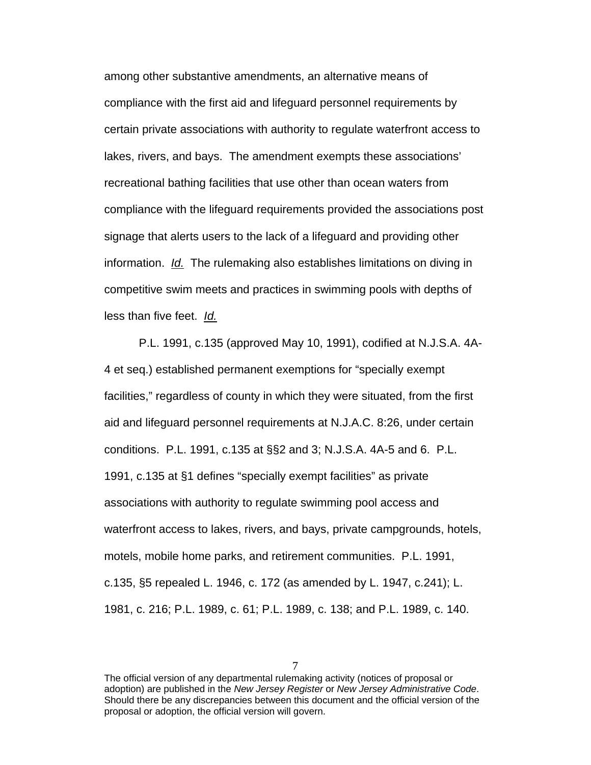among other substantive amendments, an alternative means of compliance with the first aid and lifeguard personnel requirements by certain private associations with authority to regulate waterfront access to lakes, rivers, and bays. The amendment exempts these associations' recreational bathing facilities that use other than ocean waters from compliance with the lifeguard requirements provided the associations post signage that alerts users to the lack of a lifeguard and providing other information. *Id.* The rulemaking also establishes limitations on diving in competitive swim meets and practices in swimming pools with depths of less than five feet. *Id.*

P.L. 1991, c.135 (approved May 10, 1991), codified at N.J.S.A. 4A-4 et seq.) established permanent exemptions for "specially exempt facilities," regardless of county in which they were situated, from the first aid and lifeguard personnel requirements at N.J.A.C. 8:26, under certain conditions. P.L. 1991, c.135 at §§2 and 3; N.J.S.A. 4A-5 and 6. P.L. 1991, c.135 at §1 defines "specially exempt facilities" as private associations with authority to regulate swimming pool access and waterfront access to lakes, rivers, and bays, private campgrounds, hotels, motels, mobile home parks, and retirement communities. P.L. 1991, c.135, §5 repealed L. 1946, c. 172 (as amended by L. 1947, c.241); L. 1981, c. 216; P.L. 1989, c. 61; P.L. 1989, c. 138; and P.L. 1989, c. 140.

The official version of any departmental rulemaking activity (notices of proposal or adoption) are published in the *New Jersey Register* or *New Jersey Administrative Code*. Should there be any discrepancies between this document and the official version of the proposal or adoption, the official version will govern.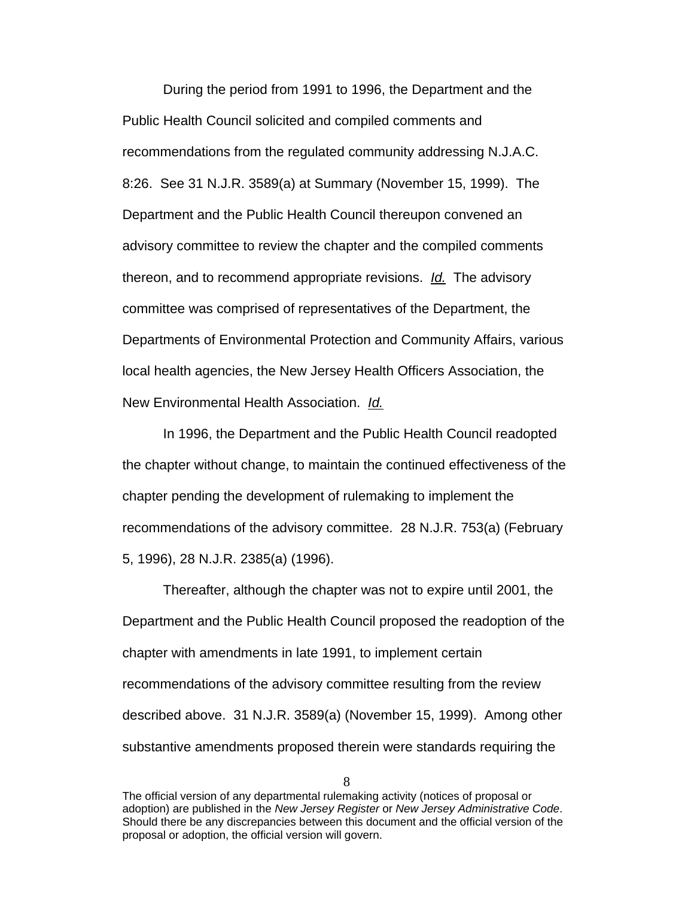During the period from 1991 to 1996, the Department and the Public Health Council solicited and compiled comments and recommendations from the regulated community addressing N.J.A.C. 8:26. See 31 N.J.R. 3589(a) at Summary (November 15, 1999). The Department and the Public Health Council thereupon convened an advisory committee to review the chapter and the compiled comments thereon, and to recommend appropriate revisions. *Id.* The advisory committee was comprised of representatives of the Department, the Departments of Environmental Protection and Community Affairs, various local health agencies, the New Jersey Health Officers Association, the New Environmental Health Association. *Id.*

In 1996, the Department and the Public Health Council readopted the chapter without change, to maintain the continued effectiveness of the chapter pending the development of rulemaking to implement the recommendations of the advisory committee. 28 N.J.R. 753(a) (February 5, 1996), 28 N.J.R. 2385(a) (1996).

Thereafter, although the chapter was not to expire until 2001, the Department and the Public Health Council proposed the readoption of the chapter with amendments in late 1991, to implement certain recommendations of the advisory committee resulting from the review described above. 31 N.J.R. 3589(a) (November 15, 1999). Among other substantive amendments proposed therein were standards requiring the

The official version of any departmental rulemaking activity (notices of proposal or adoption) are published in the *New Jersey Register* or *New Jersey Administrative Code*. Should there be any discrepancies between this document and the official version of the proposal or adoption, the official version will govern.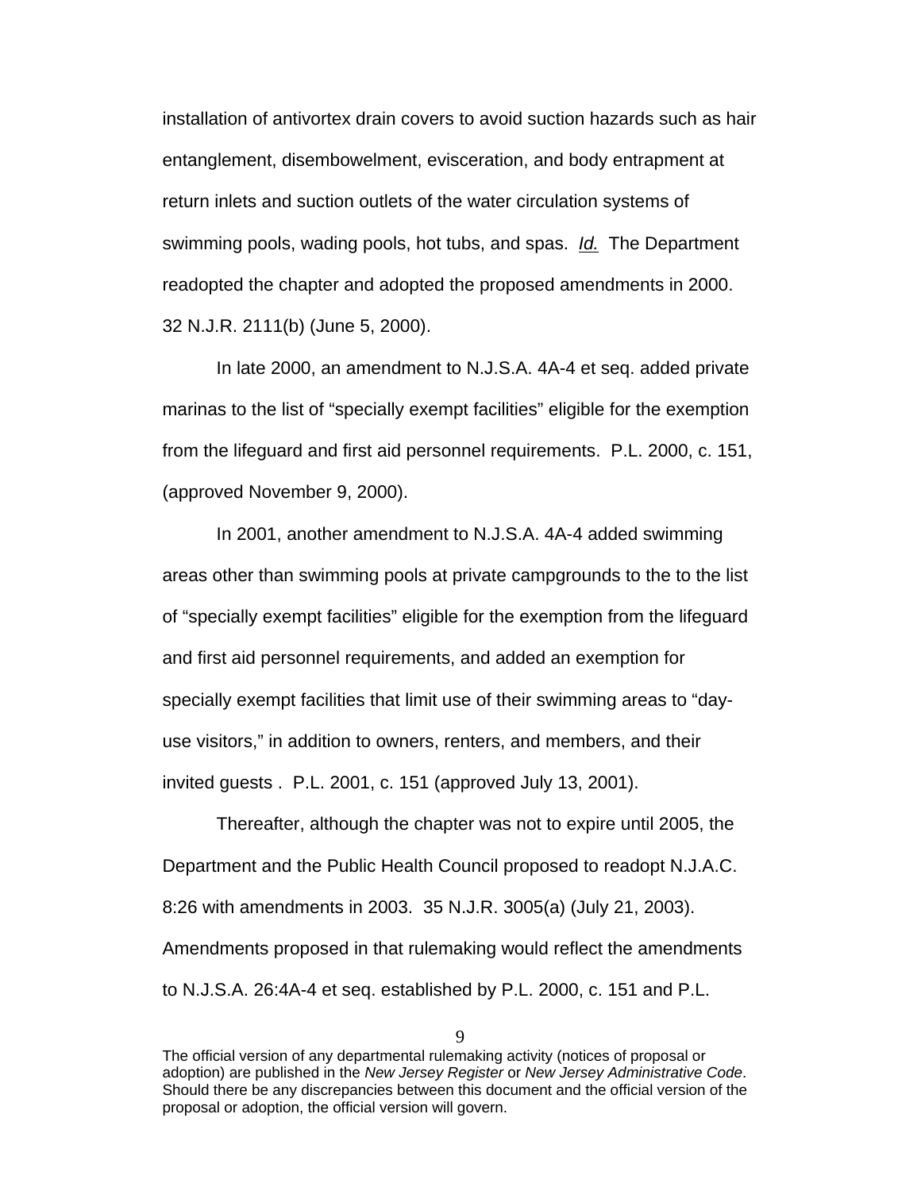installation of antivortex drain covers to avoid suction hazards such as hair entanglement, disembowelment, evisceration, and body entrapment at return inlets and suction outlets of the water circulation systems of swimming pools, wading pools, hot tubs, and spas. *Id.* The Department readopted the chapter and adopted the proposed amendments in 2000. 32 N.J.R. 2111(b) (June 5, 2000).

In late 2000, an amendment to N.J.S.A. 4A-4 et seq. added private marinas to the list of "specially exempt facilities" eligible for the exemption from the lifeguard and first aid personnel requirements. P.L. 2000, c. 151, (approved November 9, 2000).

In 2001, another amendment to N.J.S.A. 4A-4 added swimming areas other than swimming pools at private campgrounds to the to the list of "specially exempt facilities" eligible for the exemption from the lifeguard and first aid personnel requirements, and added an exemption for specially exempt facilities that limit use of their swimming areas to "day-use visitors," in addition to owners, renters, and members, and their invited guests . P.L. 2001, c. 151 (approved July 13, 2001).

Thereafter, although the chapter was not to expire until 2005, the Department and the Public Health Council proposed to readopt N.J.A.C. 8:26 with amendments in 2003. 35 N.J.R. 3005(a) (July 21, 2003). Amendments proposed in that rulemaking would reflect the amendments to N.J.S.A. 26:4A-4 et seq. established by P.L. 2000, c. 151 and P.L.

The official version of any departmental rulemaking activity (notices of proposal or adoption) are published in the *New Jersey Register* or *New Jersey Administrative Code*. Should there be any discrepancies between this document and the official version of the proposal or adoption, the official version will govern.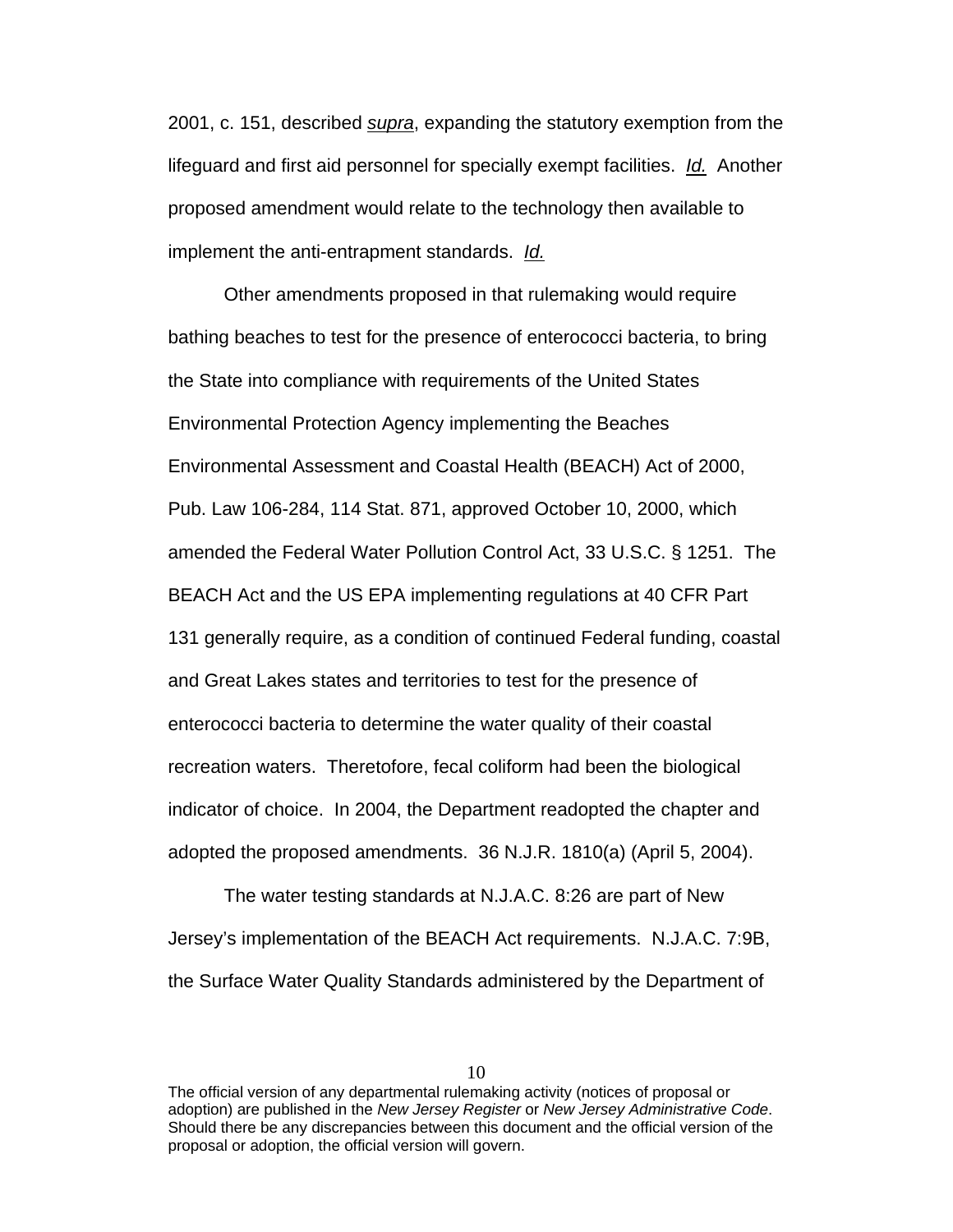2001, c. 151, described _supra_, expanding the statutory exemption from the lifeguard and first aid personnel for specially exempt facilities. _Id._ Another proposed amendment would relate to the technology then available to implement the anti-entrapment standards. _Id._

Other amendments proposed in that rulemaking would require bathing beaches to test for the presence of enterococci bacteria, to bring the State into compliance with requirements of the United States Environmental Protection Agency implementing the Beaches Environmental Assessment and Coastal Health (BEACH) Act of 2000, Pub. Law 106-284, 114 Stat. 871, approved October 10, 2000, which amended the Federal Water Pollution Control Act, 33 U.S.C. § 1251. The BEACH Act and the US EPA implementing regulations at 40 CFR Part 131 generally require, as a condition of continued Federal funding, coastal and Great Lakes states and territories to test for the presence of enterococci bacteria to determine the water quality of their coastal recreation waters. Theretofore, fecal coliform had been the biological indicator of choice. In 2004, the Department readopted the chapter and adopted the proposed amendments. 36 N.J.R. 1810(a) (April 5, 2004).

The water testing standards at N.J.A.C. 8:26 are part of New Jersey's implementation of the BEACH Act requirements. N.J.A.C. 7:9B, the Surface Water Quality Standards administered by the Department of

The official version of any departmental rulemaking activity (notices of proposal or adoption) are published in the *New Jersey Register* or *New Jersey Administrative Code*. Should there be any discrepancies between this document and the official version of the proposal or adoption, the official version will govern.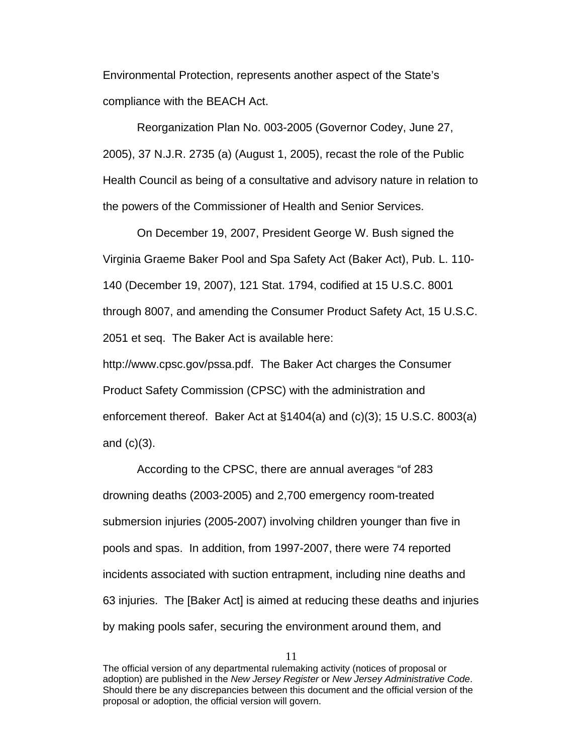Environmental Protection, represents another aspect of the State's compliance with the BEACH Act.

Reorganization Plan No. 003-2005 (Governor Codey, June 27, 2005), 37 N.J.R. 2735 (a) (August 1, 2005), recast the role of the Public Health Council as being of a consultative and advisory nature in relation to the powers of the Commissioner of Health and Senior Services.

On December 19, 2007, President George W. Bush signed the Virginia Graeme Baker Pool and Spa Safety Act (Baker Act), Pub. L. 110-140 (December 19, 2007), 121 Stat. 1794, codified at 15 U.S.C. 8001 through 8007, and amending the Consumer Product Safety Act, 15 U.S.C. 2051 et seq. The Baker Act is available here: http://www.cpsc.gov/pssa.pdf. The Baker Act charges the Consumer Product Safety Commission (CPSC) with the administration and enforcement thereof. Baker Act at §1404(a) and (c)(3); 15 U.S.C. 8003(a) and (c)(3).

According to the CPSC, there are annual averages "of 283 drowning deaths (2003-2005) and 2,700 emergency room-treated submersion injuries (2005-2007) involving children younger than five in pools and spas. In addition, from 1997-2007, there were 74 reported incidents associated with suction entrapment, including nine deaths and 63 injuries. The [Baker Act] is aimed at reducing these deaths and injuries by making pools safer, securing the environment around them, and

The official version of any departmental rulemaking activity (notices of proposal or adoption) are published in the *New Jersey Register* or *New Jersey Administrative Code*. Should there be any discrepancies between this document and the official version of the proposal or adoption, the official version will govern.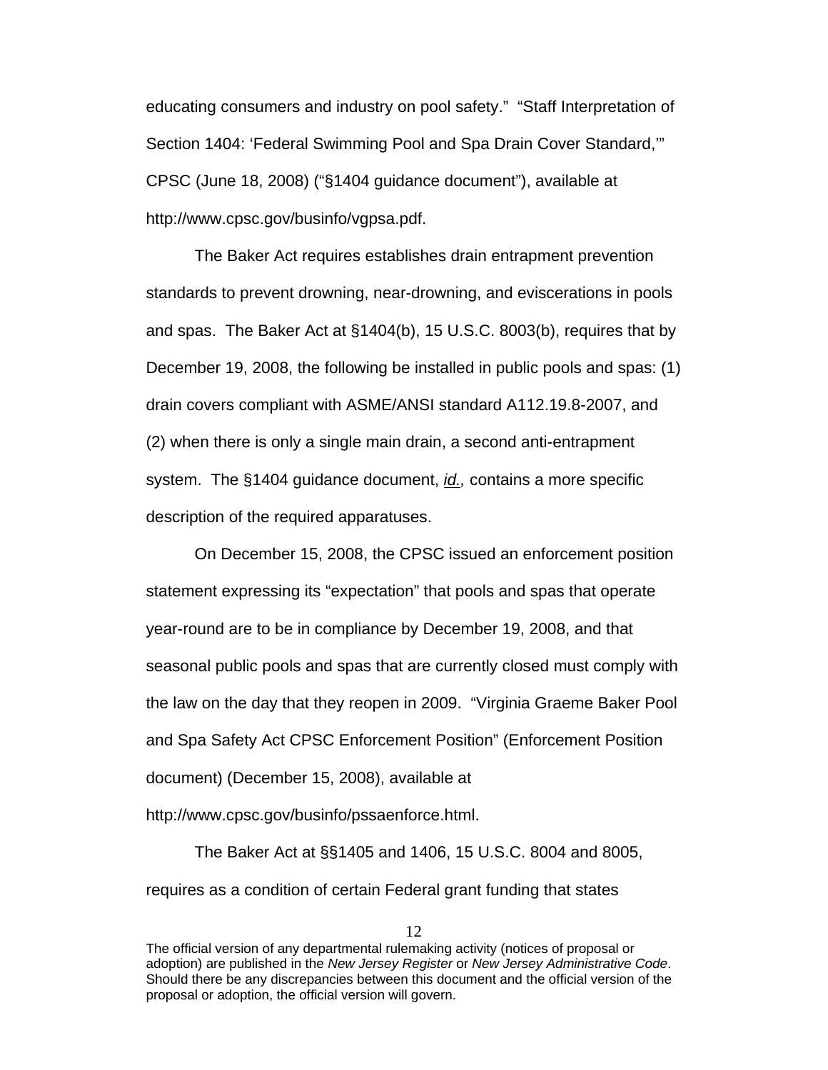educating consumers and industry on pool safety." "Staff Interpretation of Section 1404: 'Federal Swimming Pool and Spa Drain Cover Standard,'" CPSC (June 18, 2008) ("§1404 guidance document"), available at http://www.cpsc.gov/businfo/vgpsa.pdf.

The Baker Act requires establishes drain entrapment prevention standards to prevent drowning, near-drowning, and eviscerations in pools and spas. The Baker Act at §1404(b), 15 U.S.C. 8003(b), requires that by December 19, 2008, the following be installed in public pools and spas: (1) drain covers compliant with ASME/ANSI standard A112.19.8-2007, and (2) when there is only a single main drain, a second anti-entrapment system. The §1404 guidance document, *id.,* contains a more specific description of the required apparatuses.

On December 15, 2008, the CPSC issued an enforcement position statement expressing its "expectation" that pools and spas that operate year-round are to be in compliance by December 19, 2008, and that seasonal public pools and spas that are currently closed must comply with the law on the day that they reopen in 2009. "Virginia Graeme Baker Pool and Spa Safety Act CPSC Enforcement Position" (Enforcement Position document) (December 15, 2008), available at http://www.cpsc.gov/businfo/pssaenforce.html.

The Baker Act at §§1405 and 1406, 15 U.S.C. 8004 and 8005, requires as a condition of certain Federal grant funding that states

The official version of any departmental rulemaking activity (notices of proposal or adoption) are published in the *New Jersey Register* or *New Jersey Administrative Code*. Should there be any discrepancies between this document and the official version of the proposal or adoption, the official version will govern.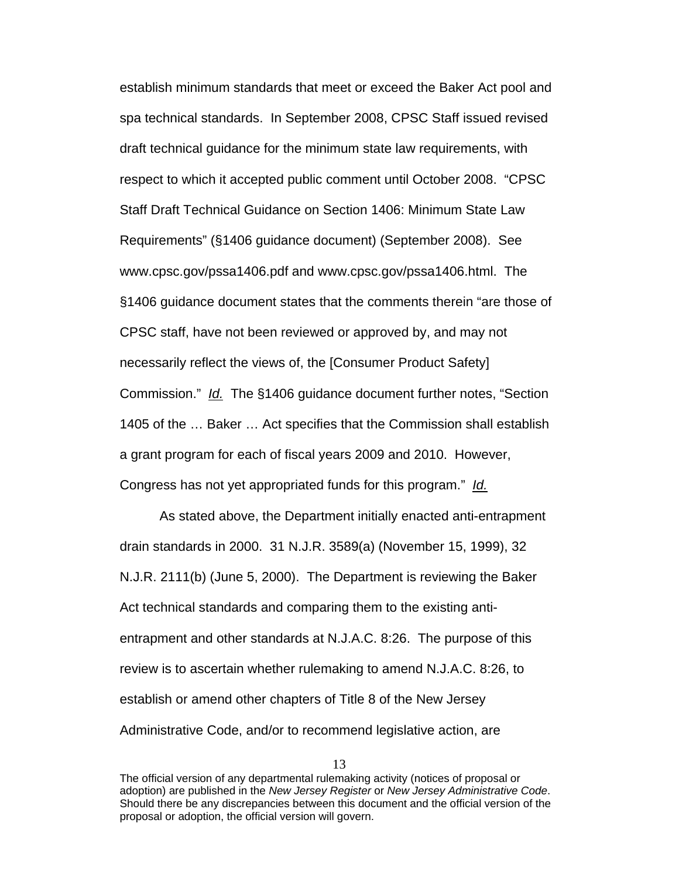establish minimum standards that meet or exceed the Baker Act pool and spa technical standards. In September 2008, CPSC Staff issued revised draft technical guidance for the minimum state law requirements, with respect to which it accepted public comment until October 2008. "CPSC Staff Draft Technical Guidance on Section 1406: Minimum State Law Requirements" (§1406 guidance document) (September 2008). See www.cpsc.gov/pssa1406.pdf and www.cpsc.gov/pssa1406.html. The §1406 guidance document states that the comments therein "are those of CPSC staff, have not been reviewed or approved by, and may not necessarily reflect the views of, the [Consumer Product Safety] Commission." *Id.* The §1406 guidance document further notes, "Section 1405 of the … Baker … Act specifies that the Commission shall establish a grant program for each of fiscal years 2009 and 2010. However, Congress has not yet appropriated funds for this program." *Id.*

As stated above, the Department initially enacted anti-entrapment drain standards in 2000. 31 N.J.R. 3589(a) (November 15, 1999), 32 N.J.R. 2111(b) (June 5, 2000). The Department is reviewing the Baker Act technical standards and comparing them to the existing anti-entrapment and other standards at N.J.A.C. 8:26. The purpose of this review is to ascertain whether rulemaking to amend N.J.A.C. 8:26, to establish or amend other chapters of Title 8 of the New Jersey Administrative Code, and/or to recommend legislative action, are

The official version of any departmental rulemaking activity (notices of proposal or adoption) are published in the *New Jersey Register* or *New Jersey Administrative Code*. Should there be any discrepancies between this document and the official version of the proposal or adoption, the official version will govern.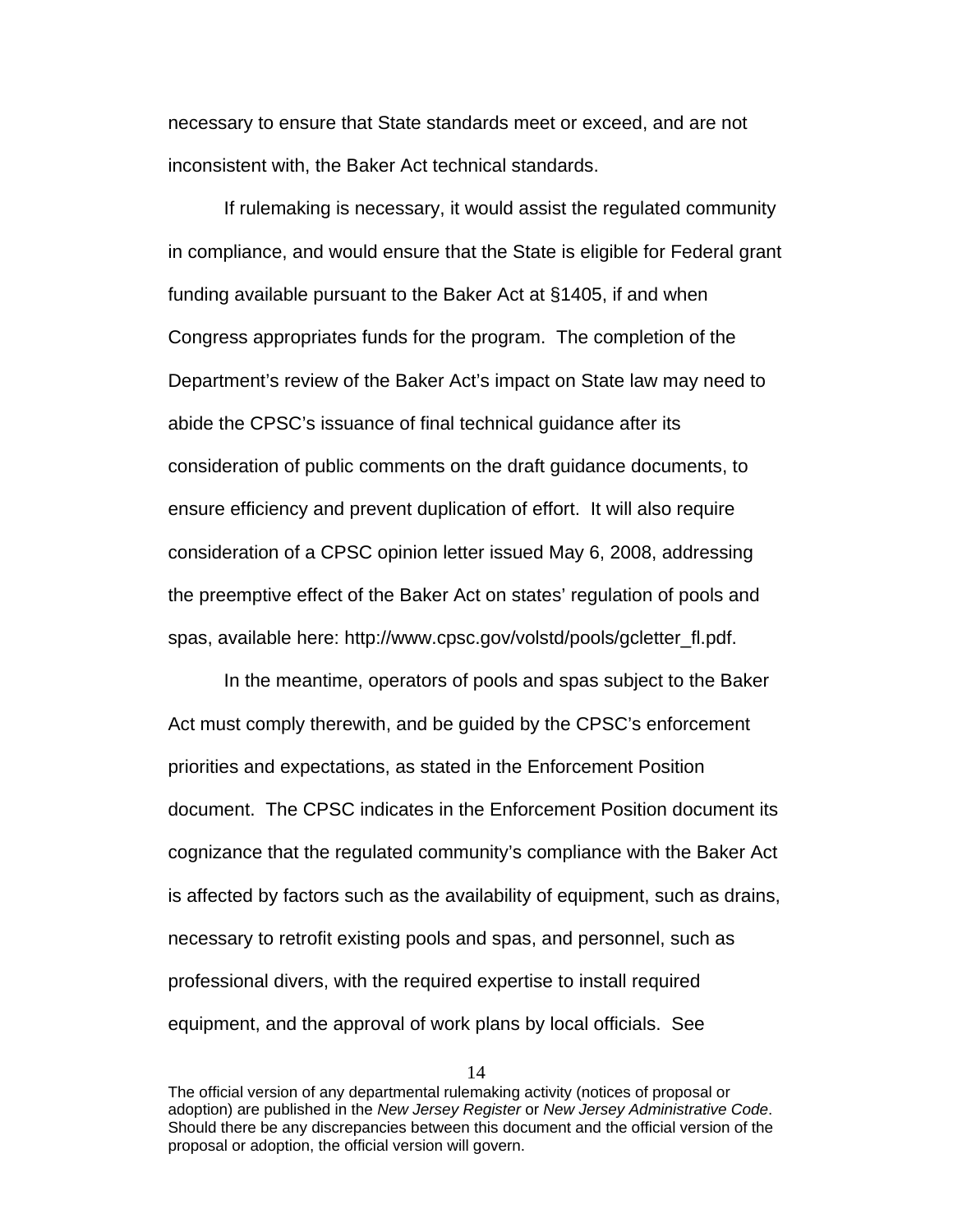necessary to ensure that State standards meet or exceed, and are not inconsistent with, the Baker Act technical standards.

If rulemaking is necessary, it would assist the regulated community in compliance, and would ensure that the State is eligible for Federal grant funding available pursuant to the Baker Act at §1405, if and when Congress appropriates funds for the program. The completion of the Department's review of the Baker Act's impact on State law may need to abide the CPSC's issuance of final technical guidance after its consideration of public comments on the draft guidance documents, to ensure efficiency and prevent duplication of effort. It will also require consideration of a CPSC opinion letter issued May 6, 2008, addressing the preemptive effect of the Baker Act on states' regulation of pools and spas, available here: http://www.cpsc.gov/volstd/pools/gcletter_fl.pdf.

In the meantime, operators of pools and spas subject to the Baker Act must comply therewith, and be guided by the CPSC's enforcement priorities and expectations, as stated in the Enforcement Position document. The CPSC indicates in the Enforcement Position document its cognizance that the regulated community's compliance with the Baker Act is affected by factors such as the availability of equipment, such as drains, necessary to retrofit existing pools and spas, and personnel, such as professional divers, with the required expertise to install required equipment, and the approval of work plans by local officials. See

The official version of any departmental rulemaking activity (notices of proposal or adoption) are published in the *New Jersey Register* or *New Jersey Administrative Code*. Should there be any discrepancies between this document and the official version of the proposal or adoption, the official version will govern.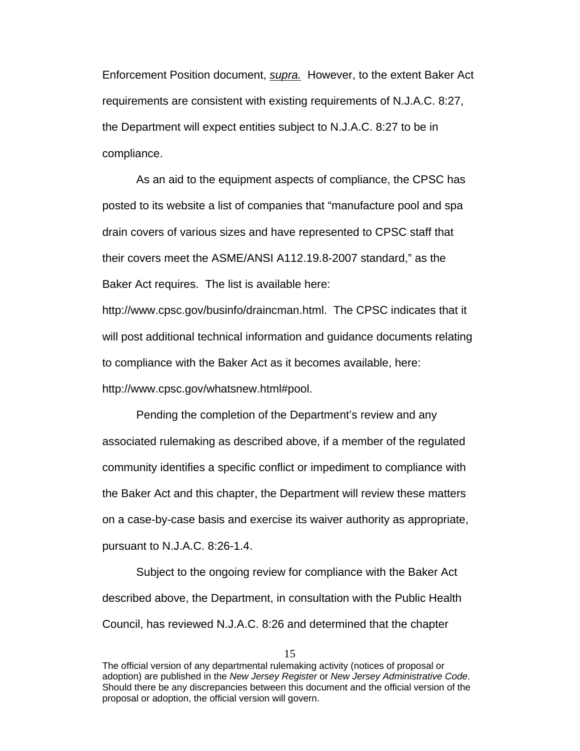Enforcement Position document, *supra.* However, to the extent Baker Act requirements are consistent with existing requirements of N.J.A.C. 8:27, the Department will expect entities subject to N.J.A.C. 8:27 to be in compliance.

As an aid to the equipment aspects of compliance, the CPSC has posted to its website a list of companies that "manufacture pool and spa drain covers of various sizes and have represented to CPSC staff that their covers meet the ASME/ANSI A112.19.8-2007 standard," as the Baker Act requires. The list is available here: http://www.cpsc.gov/businfo/draincman.html. The CPSC indicates that it will post additional technical information and guidance documents relating to compliance with the Baker Act as it becomes available, here: http://www.cpsc.gov/whatsnew.html#pool.

Pending the completion of the Department's review and any associated rulemaking as described above, if a member of the regulated community identifies a specific conflict or impediment to compliance with the Baker Act and this chapter, the Department will review these matters on a case-by-case basis and exercise its waiver authority as appropriate, pursuant to N.J.A.C. 8:26-1.4.

Subject to the ongoing review for compliance with the Baker Act described above, the Department, in consultation with the Public Health Council, has reviewed N.J.A.C. 8:26 and determined that the chapter

The official version of any departmental rulemaking activity (notices of proposal or adoption) are published in the *New Jersey Register* or *New Jersey Administrative Code*. Should there be any discrepancies between this document and the official version of the proposal or adoption, the official version will govern.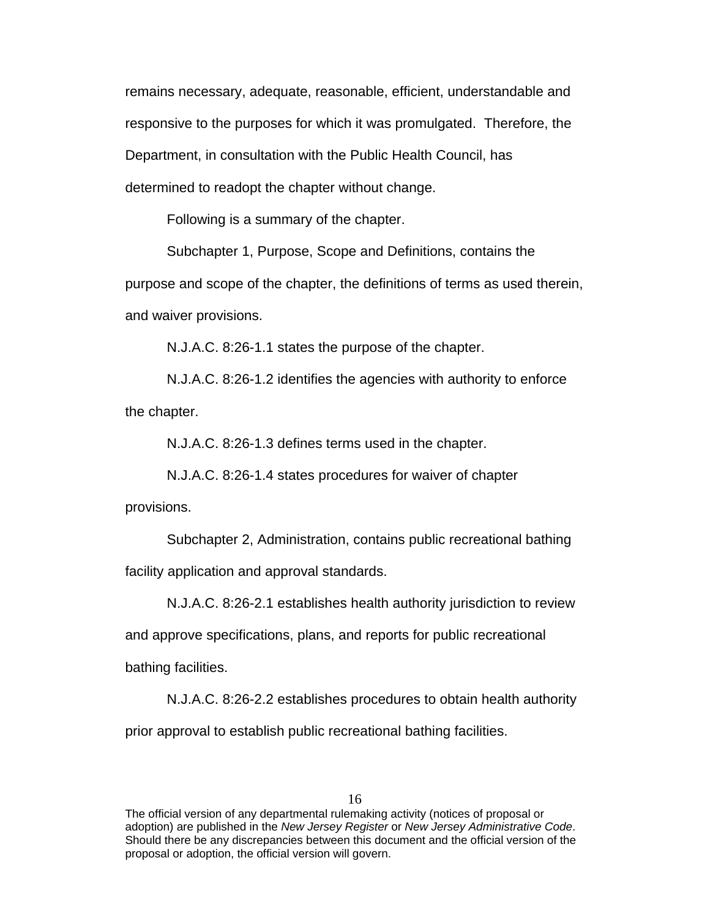remains necessary, adequate, reasonable, efficient, understandable and responsive to the purposes for which it was promulgated. Therefore, the Department, in consultation with the Public Health Council, has determined to readopt the chapter without change.

Following is a summary of the chapter.

Subchapter 1, Purpose, Scope and Definitions, contains the purpose and scope of the chapter, the definitions of terms as used therein, and waiver provisions.

N.J.A.C. 8:26-1.1 states the purpose of the chapter.

N.J.A.C. 8:26-1.2 identifies the agencies with authority to enforce the chapter.

N.J.A.C. 8:26-1.3 defines terms used in the chapter.

N.J.A.C. 8:26-1.4 states procedures for waiver of chapter provisions.

Subchapter 2, Administration, contains public recreational bathing facility application and approval standards.

N.J.A.C. 8:26-2.1 establishes health authority jurisdiction to review and approve specifications, plans, and reports for public recreational bathing facilities.

N.J.A.C. 8:26-2.2 establishes procedures to obtain health authority prior approval to establish public recreational bathing facilities.

The official version of any departmental rulemaking activity (notices of proposal or adoption) are published in the *New Jersey Register* or *New Jersey Administrative Code*. Should there be any discrepancies between this document and the official version of the proposal or adoption, the official version will govern.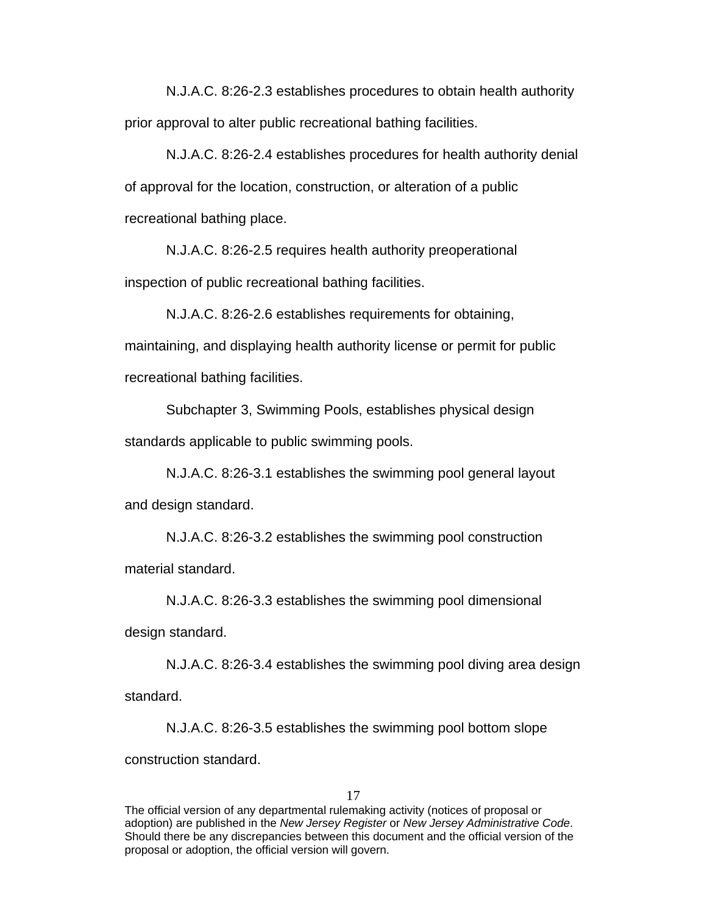N.J.A.C. 8:26-2.3 establishes procedures to obtain health authority prior approval to alter public recreational bathing facilities.

N.J.A.C. 8:26-2.4 establishes procedures for health authority denial of approval for the location, construction, or alteration of a public recreational bathing place.

N.J.A.C. 8:26-2.5 requires health authority preoperational inspection of public recreational bathing facilities.

N.J.A.C. 8:26-2.6 establishes requirements for obtaining, maintaining, and displaying health authority license or permit for public recreational bathing facilities.

Subchapter 3, Swimming Pools, establishes physical design standards applicable to public swimming pools.

N.J.A.C. 8:26-3.1 establishes the swimming pool general layout and design standard.

N.J.A.C. 8:26-3.2 establishes the swimming pool construction material standard.

N.J.A.C. 8:26-3.3 establishes the swimming pool dimensional design standard.

N.J.A.C. 8:26-3.4 establishes the swimming pool diving area design standard.

N.J.A.C. 8:26-3.5 establishes the swimming pool bottom slope construction standard.

The official version of any departmental rulemaking activity (notices of proposal or adoption) are published in the *New Jersey Register* or *New Jersey Administrative Code*. Should there be any discrepancies between this document and the official version of the proposal or adoption, the official version will govern.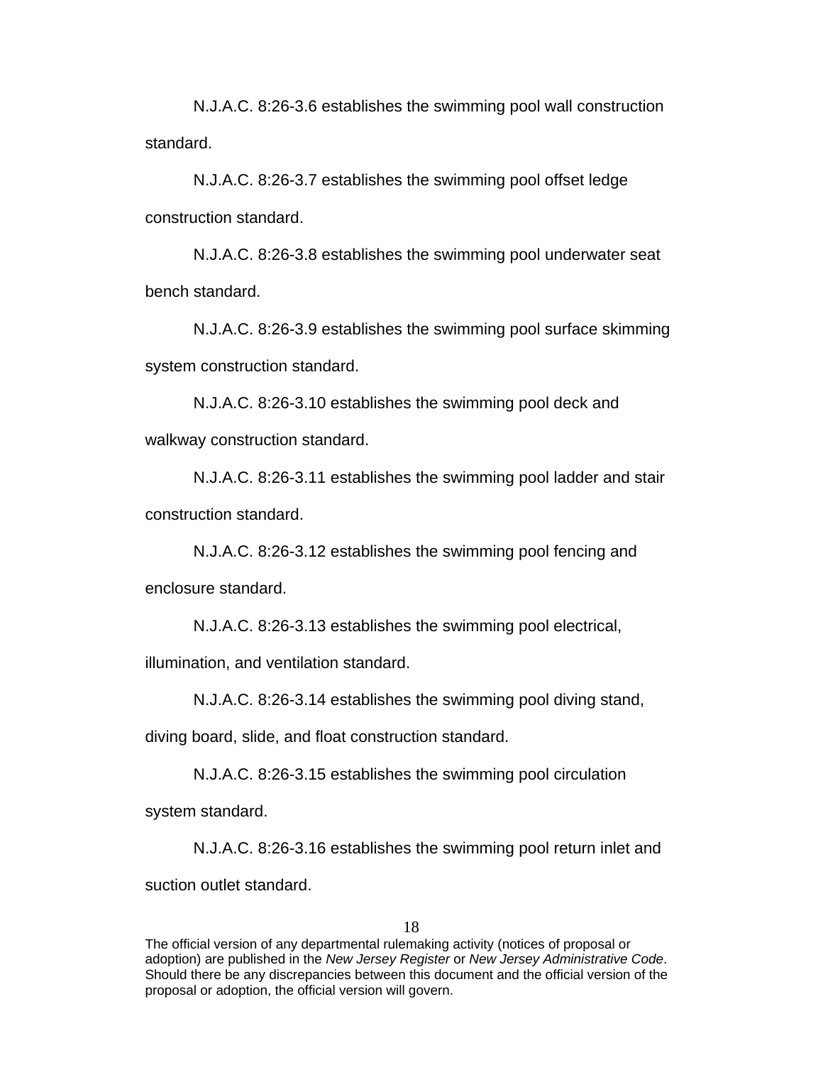N.J.A.C. 8:26-3.6 establishes the swimming pool wall construction standard.

N.J.A.C. 8:26-3.7 establishes the swimming pool offset ledge construction standard.

N.J.A.C. 8:26-3.8 establishes the swimming pool underwater seat bench standard.

N.J.A.C. 8:26-3.9 establishes the swimming pool surface skimming system construction standard.

N.J.A.C. 8:26-3.10 establishes the swimming pool deck and walkway construction standard.

N.J.A.C. 8:26-3.11 establishes the swimming pool ladder and stair construction standard.

N.J.A.C. 8:26-3.12 establishes the swimming pool fencing and enclosure standard.

N.J.A.C. 8:26-3.13 establishes the swimming pool electrical, illumination, and ventilation standard.

N.J.A.C. 8:26-3.14 establishes the swimming pool diving stand, diving board, slide, and float construction standard.

N.J.A.C. 8:26-3.15 establishes the swimming pool circulation system standard.

N.J.A.C. 8:26-3.16 establishes the swimming pool return inlet and suction outlet standard.

The official version of any departmental rulemaking activity (notices of proposal or adoption) are published in the *New Jersey Register* or *New Jersey Administrative Code*. Should there be any discrepancies between this document and the official version of the proposal or adoption, the official version will govern.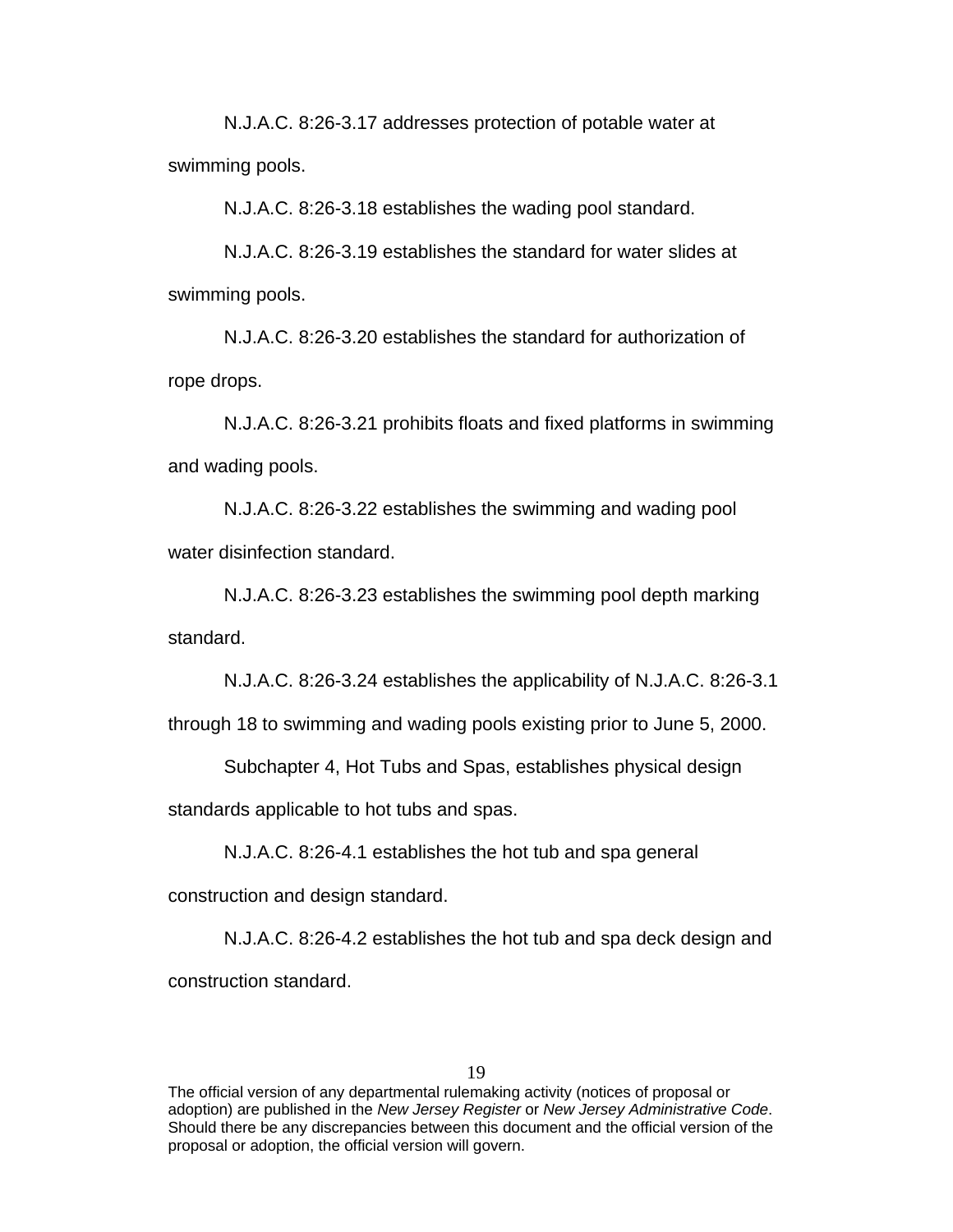N.J.A.C. 8:26-3.17 addresses protection of potable water at swimming pools.

N.J.A.C. 8:26-3.18 establishes the wading pool standard.

N.J.A.C. 8:26-3.19 establishes the standard for water slides at swimming pools.

N.J.A.C. 8:26-3.20 establishes the standard for authorization of rope drops.

N.J.A.C. 8:26-3.21 prohibits floats and fixed platforms in swimming and wading pools.

N.J.A.C. 8:26-3.22 establishes the swimming and wading pool water disinfection standard.

N.J.A.C. 8:26-3.23 establishes the swimming pool depth marking standard.

N.J.A.C. 8:26-3.24 establishes the applicability of N.J.A.C. 8:26-3.1 through 18 to swimming and wading pools existing prior to June 5, 2000.

Subchapter 4, Hot Tubs and Spas, establishes physical design standards applicable to hot tubs and spas.

N.J.A.C. 8:26-4.1 establishes the hot tub and spa general construction and design standard.

N.J.A.C. 8:26-4.2 establishes the hot tub and spa deck design and construction standard.

The official version of any departmental rulemaking activity (notices of proposal or adoption) are published in the *New Jersey Register* or *New Jersey Administrative Code*. Should there be any discrepancies between this document and the official version of the proposal or adoption, the official version will govern.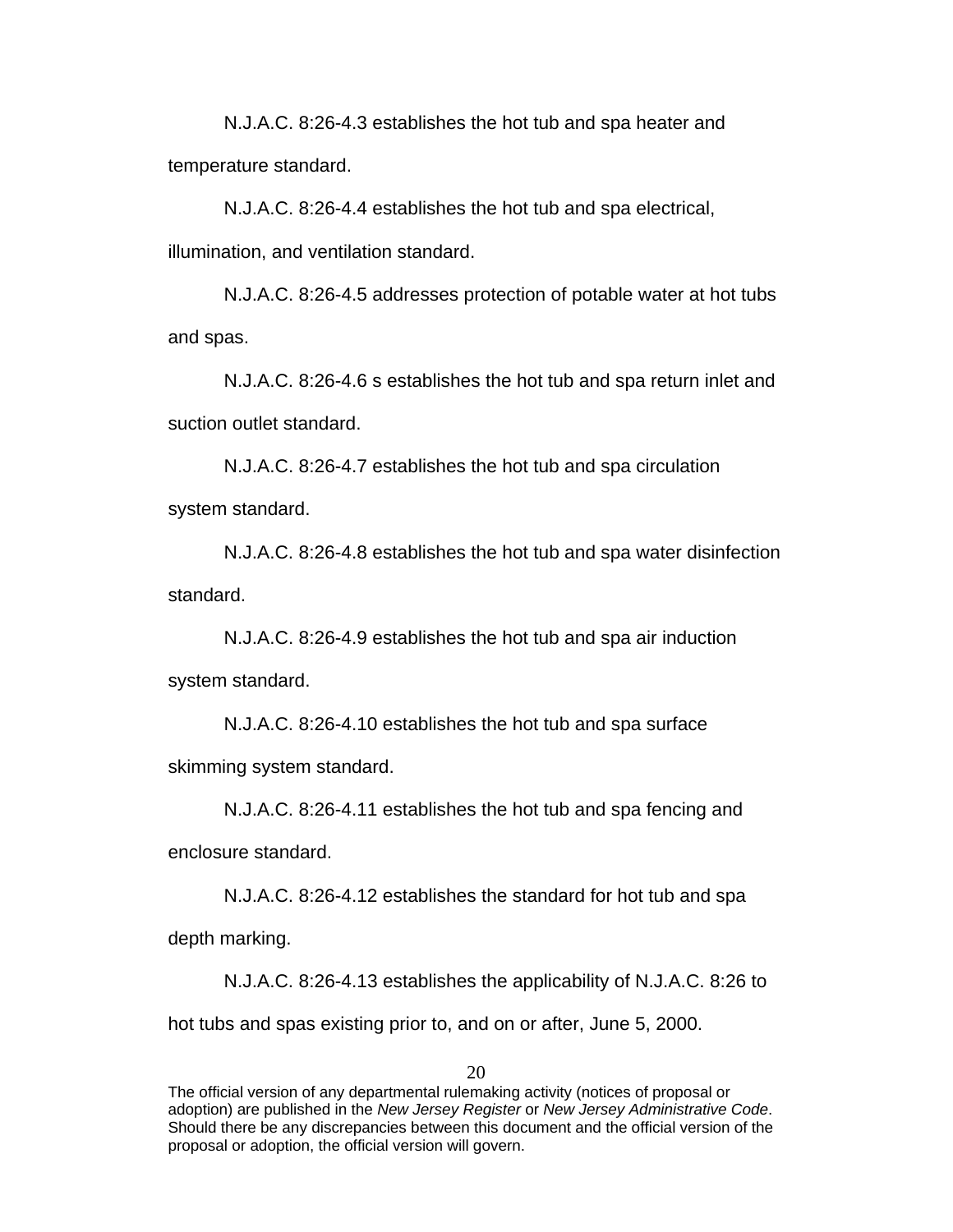N.J.A.C. 8:26-4.3 establishes the hot tub and spa heater and temperature standard.

N.J.A.C. 8:26-4.4 establishes the hot tub and spa electrical, illumination, and ventilation standard.

N.J.A.C. 8:26-4.5 addresses protection of potable water at hot tubs and spas.

N.J.A.C. 8:26-4.6 s establishes the hot tub and spa return inlet and suction outlet standard.

N.J.A.C. 8:26-4.7 establishes the hot tub and spa circulation system standard.

N.J.A.C. 8:26-4.8 establishes the hot tub and spa water disinfection standard.

N.J.A.C. 8:26-4.9 establishes the hot tub and spa air induction system standard.

N.J.A.C. 8:26-4.10 establishes the hot tub and spa surface skimming system standard.

N.J.A.C. 8:26-4.11 establishes the hot tub and spa fencing and enclosure standard.

N.J.A.C. 8:26-4.12 establishes the standard for hot tub and spa depth marking.

N.J.A.C. 8:26-4.13 establishes the applicability of N.J.A.C. 8:26 to hot tubs and spas existing prior to, and on or after, June 5, 2000.

The official version of any departmental rulemaking activity (notices of proposal or adoption) are published in the *New Jersey Register* or *New Jersey Administrative Code*. Should there be any discrepancies between this document and the official version of the proposal or adoption, the official version will govern.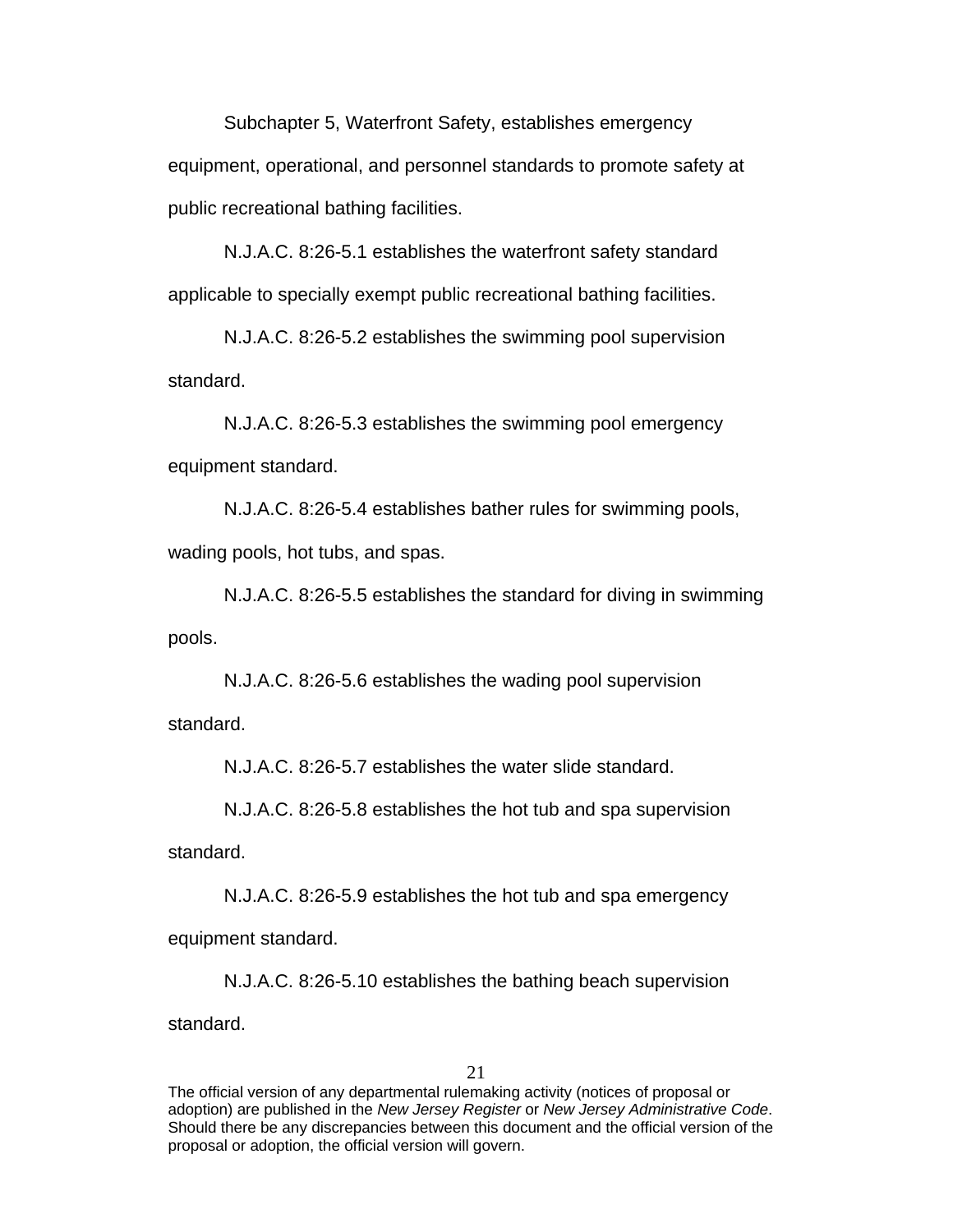Subchapter 5, Waterfront Safety, establishes emergency equipment, operational, and personnel standards to promote safety at public recreational bathing facilities.

N.J.A.C. 8:26-5.1 establishes the waterfront safety standard applicable to specially exempt public recreational bathing facilities.

N.J.A.C. 8:26-5.2 establishes the swimming pool supervision standard.

N.J.A.C. 8:26-5.3 establishes the swimming pool emergency equipment standard.

N.J.A.C. 8:26-5.4 establishes bather rules for swimming pools, wading pools, hot tubs, and spas.

N.J.A.C. 8:26-5.5 establishes the standard for diving in swimming pools.

N.J.A.C. 8:26-5.6 establishes the wading pool supervision standard.

N.J.A.C. 8:26-5.7 establishes the water slide standard.

N.J.A.C. 8:26-5.8 establishes the hot tub and spa supervision standard.

N.J.A.C. 8:26-5.9 establishes the hot tub and spa emergency equipment standard.

N.J.A.C. 8:26-5.10 establishes the bathing beach supervision standard.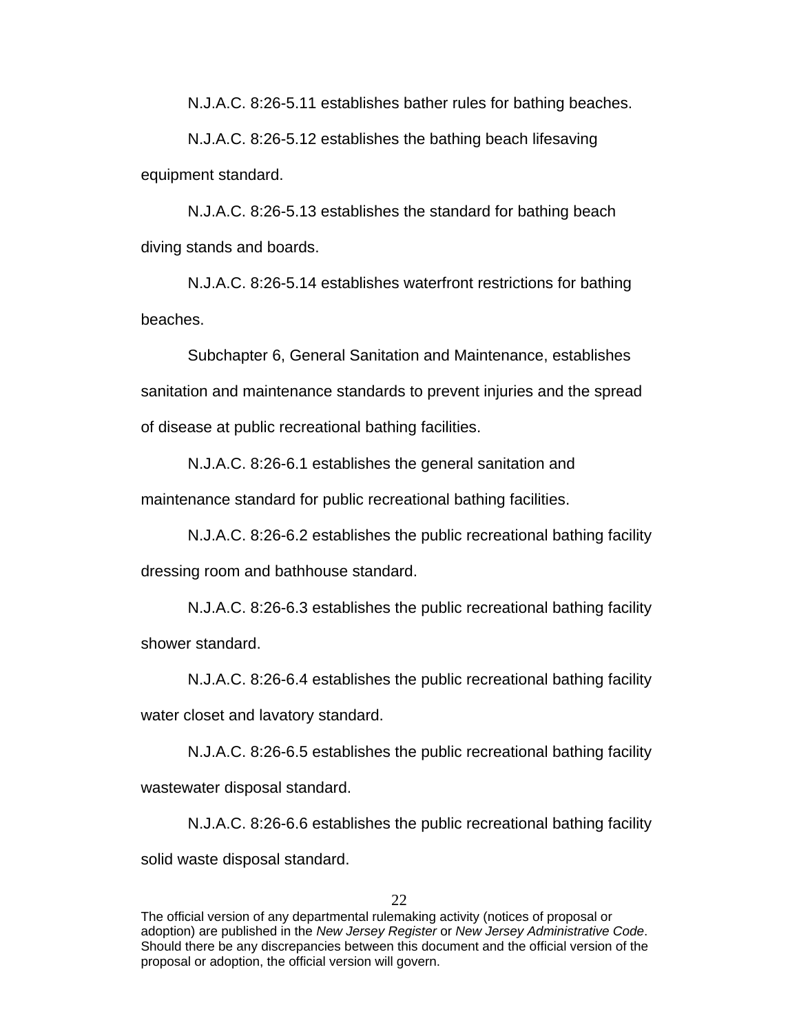N.J.A.C. 8:26-5.11 establishes bather rules for bathing beaches.

N.J.A.C. 8:26-5.12 establishes the bathing beach lifesaving equipment standard.

N.J.A.C. 8:26-5.13 establishes the standard for bathing beach diving stands and boards.

N.J.A.C. 8:26-5.14 establishes waterfront restrictions for bathing beaches.

Subchapter 6, General Sanitation and Maintenance, establishes sanitation and maintenance standards to prevent injuries and the spread of disease at public recreational bathing facilities.

N.J.A.C. 8:26-6.1 establishes the general sanitation and maintenance standard for public recreational bathing facilities.

N.J.A.C. 8:26-6.2 establishes the public recreational bathing facility dressing room and bathhouse standard.

N.J.A.C. 8:26-6.3 establishes the public recreational bathing facility shower standard.

N.J.A.C. 8:26-6.4 establishes the public recreational bathing facility water closet and lavatory standard.

N.J.A.C. 8:26-6.5 establishes the public recreational bathing facility wastewater disposal standard.

N.J.A.C. 8:26-6.6 establishes the public recreational bathing facility solid waste disposal standard.

The official version of any departmental rulemaking activity (notices of proposal or adoption) are published in the *New Jersey Register* or *New Jersey Administrative Code*. Should there be any discrepancies between this document and the official version of the proposal or adoption, the official version will govern.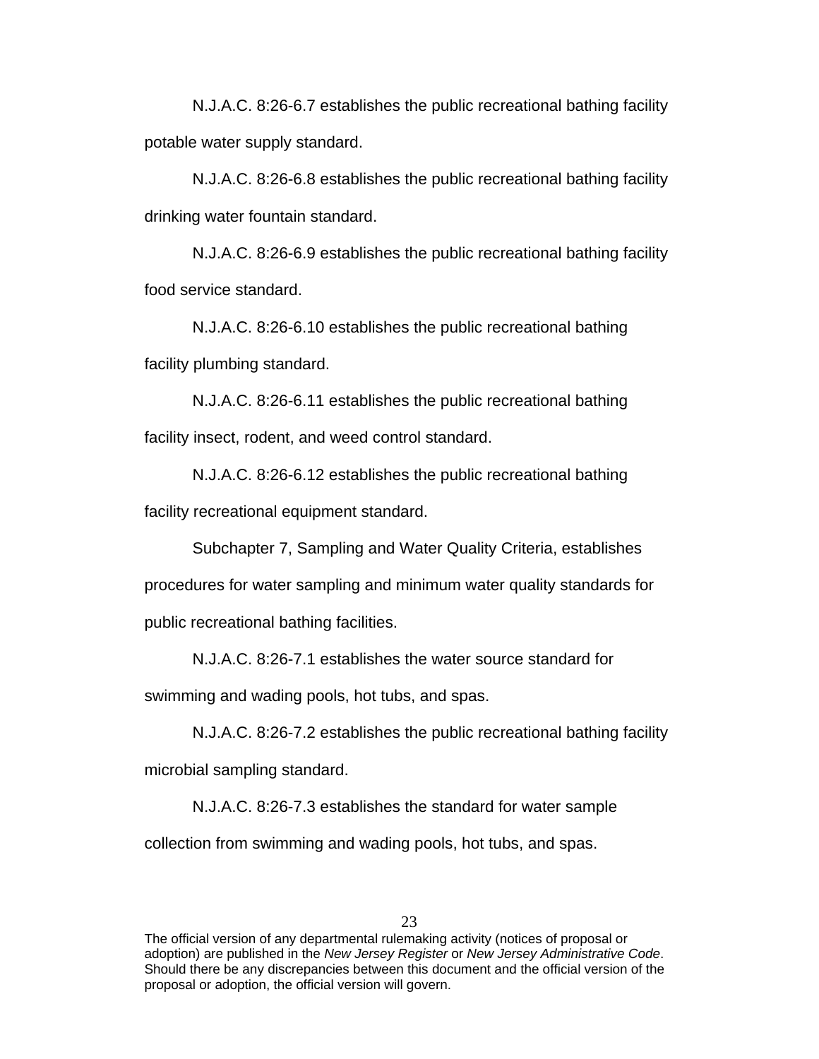N.J.A.C. 8:26-6.7 establishes the public recreational bathing facility potable water supply standard.

N.J.A.C. 8:26-6.8 establishes the public recreational bathing facility drinking water fountain standard.

N.J.A.C. 8:26-6.9 establishes the public recreational bathing facility food service standard.

N.J.A.C. 8:26-6.10 establishes the public recreational bathing facility plumbing standard.

N.J.A.C. 8:26-6.11 establishes the public recreational bathing facility insect, rodent, and weed control standard.

N.J.A.C. 8:26-6.12 establishes the public recreational bathing facility recreational equipment standard.

Subchapter 7, Sampling and Water Quality Criteria, establishes procedures for water sampling and minimum water quality standards for public recreational bathing facilities.

N.J.A.C. 8:26-7.1 establishes the water source standard for swimming and wading pools, hot tubs, and spas.

N.J.A.C. 8:26-7.2 establishes the public recreational bathing facility microbial sampling standard.

N.J.A.C. 8:26-7.3 establishes the standard for water sample collection from swimming and wading pools, hot tubs, and spas.

The official version of any departmental rulemaking activity (notices of proposal or adoption) are published in the *New Jersey Register* or *New Jersey Administrative Code*. Should there be any discrepancies between this document and the official version of the proposal or adoption, the official version will govern.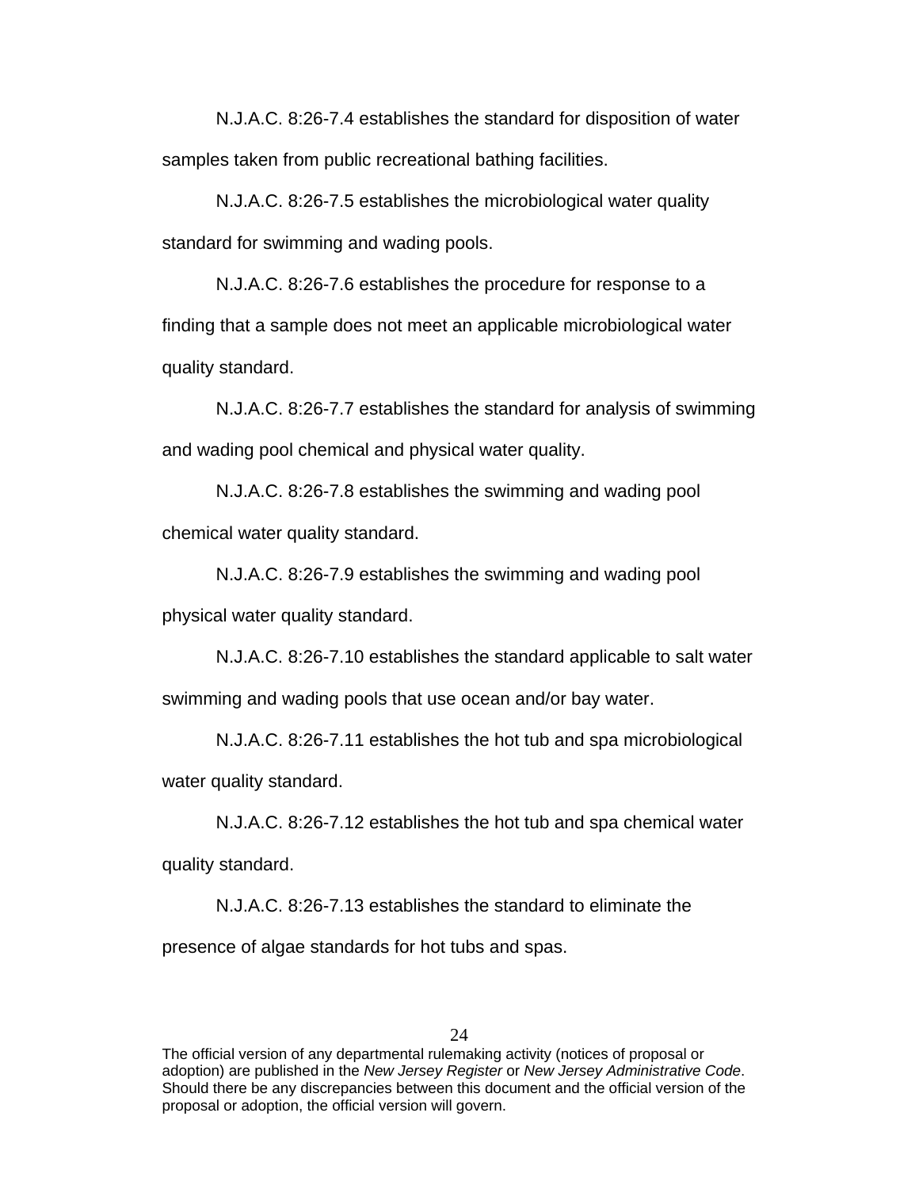N.J.A.C. 8:26-7.4 establishes the standard for disposition of water samples taken from public recreational bathing facilities.

N.J.A.C. 8:26-7.5 establishes the microbiological water quality standard for swimming and wading pools.

N.J.A.C. 8:26-7.6 establishes the procedure for response to a finding that a sample does not meet an applicable microbiological water quality standard.

N.J.A.C. 8:26-7.7 establishes the standard for analysis of swimming and wading pool chemical and physical water quality.

N.J.A.C. 8:26-7.8 establishes the swimming and wading pool chemical water quality standard.

N.J.A.C. 8:26-7.9 establishes the swimming and wading pool physical water quality standard.

N.J.A.C. 8:26-7.10 establishes the standard applicable to salt water swimming and wading pools that use ocean and/or bay water.

N.J.A.C. 8:26-7.11 establishes the hot tub and spa microbiological water quality standard.

N.J.A.C. 8:26-7.12 establishes the hot tub and spa chemical water quality standard.

N.J.A.C. 8:26-7.13 establishes the standard to eliminate the presence of algae standards for hot tubs and spas.

The official version of any departmental rulemaking activity (notices of proposal or adoption) are published in the *New Jersey Register* or *New Jersey Administrative Code*. Should there be any discrepancies between this document and the official version of the proposal or adoption, the official version will govern.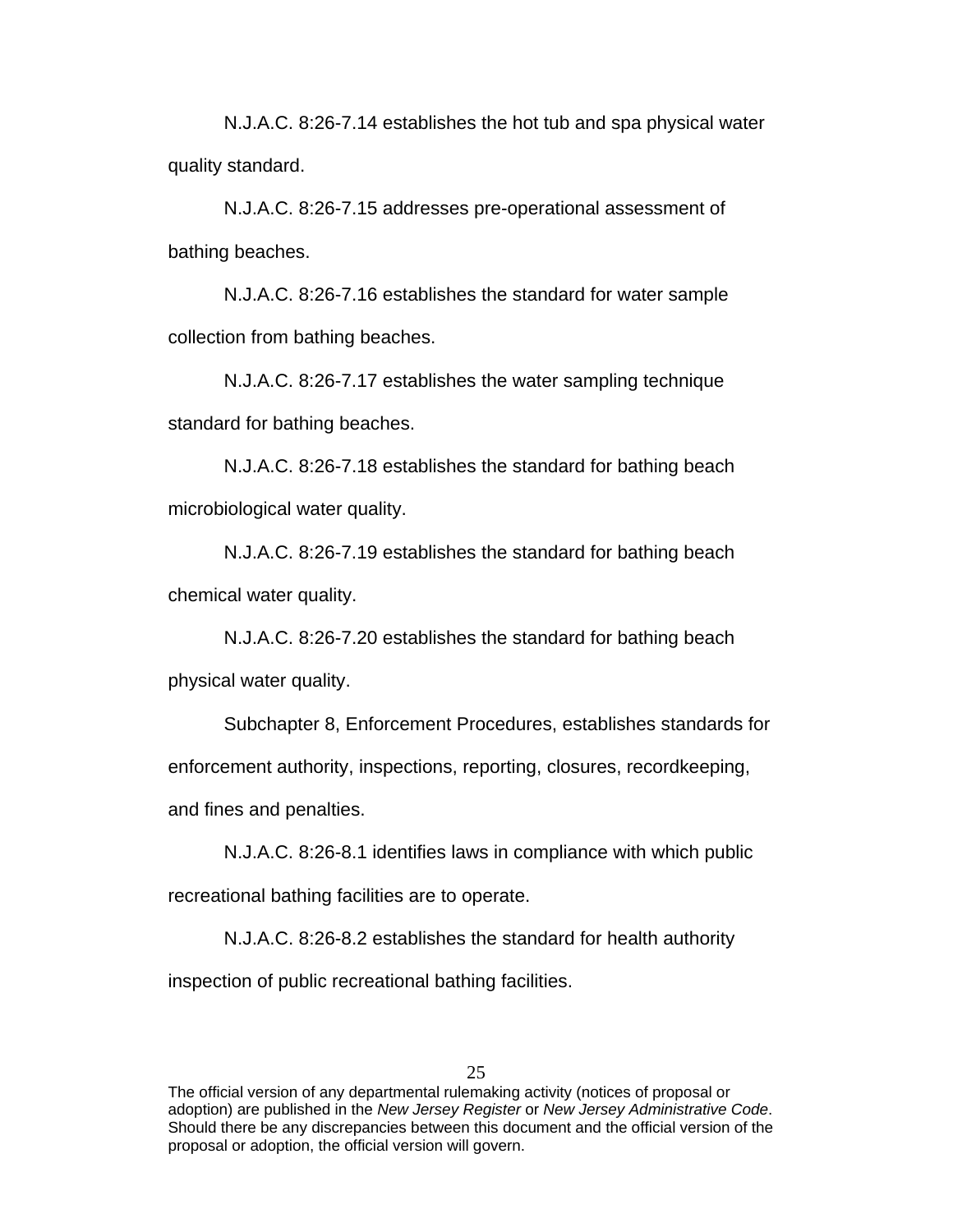N.J.A.C. 8:26-7.14 establishes the hot tub and spa physical water quality standard.

N.J.A.C. 8:26-7.15 addresses pre-operational assessment of bathing beaches.

N.J.A.C. 8:26-7.16 establishes the standard for water sample collection from bathing beaches.

N.J.A.C. 8:26-7.17 establishes the water sampling technique standard for bathing beaches.

N.J.A.C. 8:26-7.18 establishes the standard for bathing beach microbiological water quality.

N.J.A.C. 8:26-7.19 establishes the standard for bathing beach chemical water quality.

N.J.A.C. 8:26-7.20 establishes the standard for bathing beach physical water quality.

Subchapter 8, Enforcement Procedures, establishes standards for enforcement authority, inspections, reporting, closures, recordkeeping, and fines and penalties.

N.J.A.C. 8:26-8.1 identifies laws in compliance with which public recreational bathing facilities are to operate.

N.J.A.C. 8:26-8.2 establishes the standard for health authority inspection of public recreational bathing facilities.

The official version of any departmental rulemaking activity (notices of proposal or adoption) are published in the *New Jersey Register* or *New Jersey Administrative Code*. Should there be any discrepancies between this document and the official version of the proposal or adoption, the official version will govern.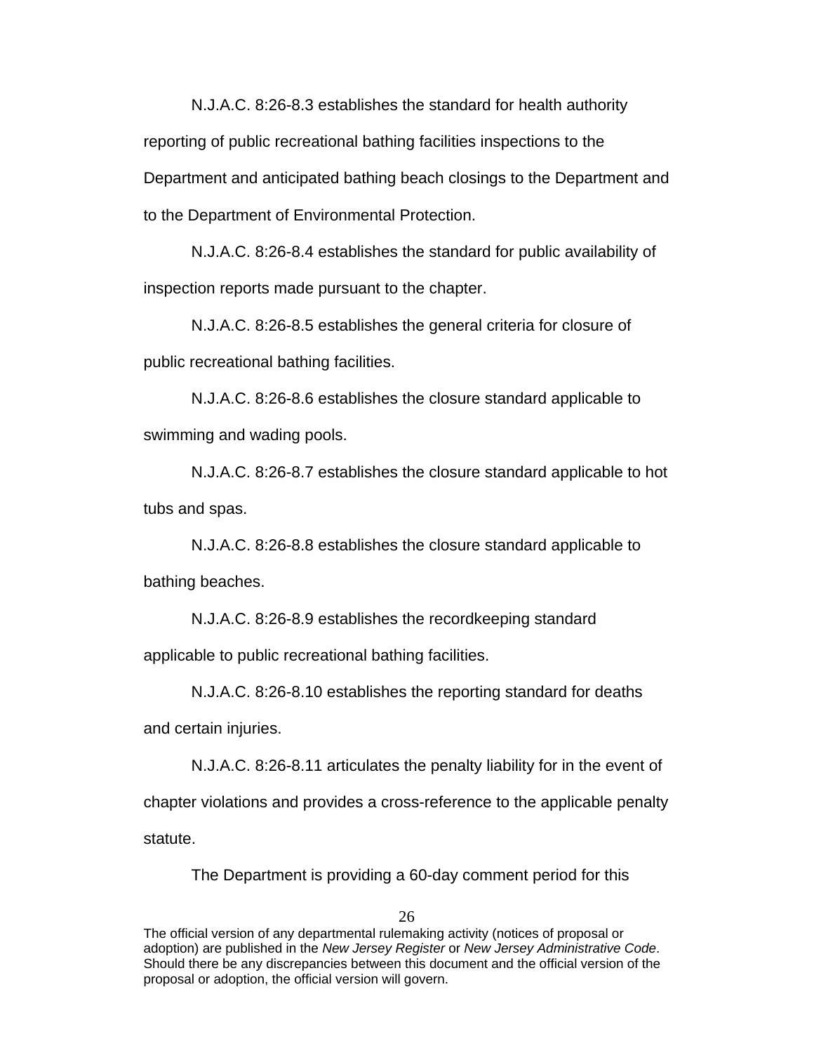N.J.A.C. 8:26-8.3 establishes the standard for health authority reporting of public recreational bathing facilities inspections to the Department and anticipated bathing beach closings to the Department and to the Department of Environmental Protection.

N.J.A.C. 8:26-8.4 establishes the standard for public availability of inspection reports made pursuant to the chapter.

N.J.A.C. 8:26-8.5 establishes the general criteria for closure of public recreational bathing facilities.

N.J.A.C. 8:26-8.6 establishes the closure standard applicable to swimming and wading pools.

N.J.A.C. 8:26-8.7 establishes the closure standard applicable to hot tubs and spas.

N.J.A.C. 8:26-8.8 establishes the closure standard applicable to bathing beaches.

N.J.A.C. 8:26-8.9 establishes the recordkeeping standard applicable to public recreational bathing facilities.

N.J.A.C. 8:26-8.10 establishes the reporting standard for deaths and certain injuries.

N.J.A.C. 8:26-8.11 articulates the penalty liability for in the event of chapter violations and provides a cross-reference to the applicable penalty statute.

The Department is providing a 60-day comment period for this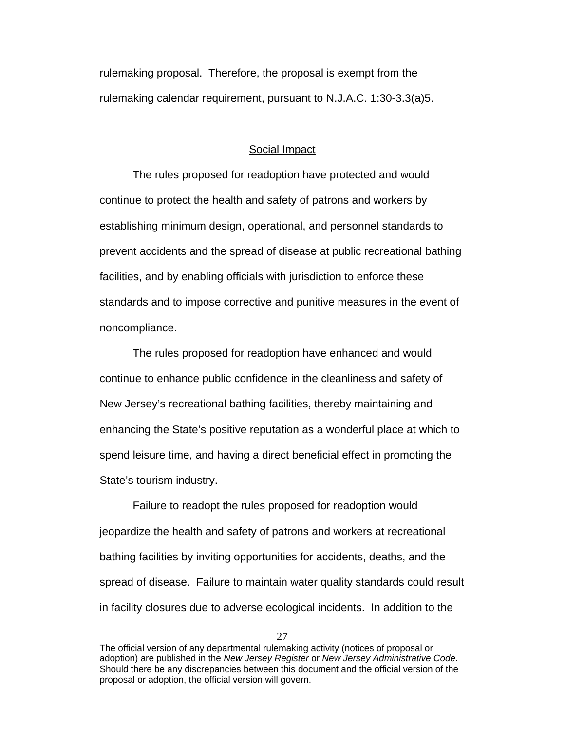rulemaking proposal. Therefore, the proposal is exempt from the rulemaking calendar requirement, pursuant to N.J.A.C. 1:30-3.3(a)5.

## Social Impact

The rules proposed for readoption have protected and would continue to protect the health and safety of patrons and workers by establishing minimum design, operational, and personnel standards to prevent accidents and the spread of disease at public recreational bathing facilities, and by enabling officials with jurisdiction to enforce these standards and to impose corrective and punitive measures in the event of noncompliance.

The rules proposed for readoption have enhanced and would continue to enhance public confidence in the cleanliness and safety of New Jersey's recreational bathing facilities, thereby maintaining and enhancing the State's positive reputation as a wonderful place at which to spend leisure time, and having a direct beneficial effect in promoting the State's tourism industry.

Failure to readopt the rules proposed for readoption would jeopardize the health and safety of patrons and workers at recreational bathing facilities by inviting opportunities for accidents, deaths, and the spread of disease. Failure to maintain water quality standards could result in facility closures due to adverse ecological incidents. In addition to the

The official version of any departmental rulemaking activity (notices of proposal or adoption) are published in the *New Jersey Register* or *New Jersey Administrative Code*. Should there be any discrepancies between this document and the official version of the proposal or adoption, the official version will govern.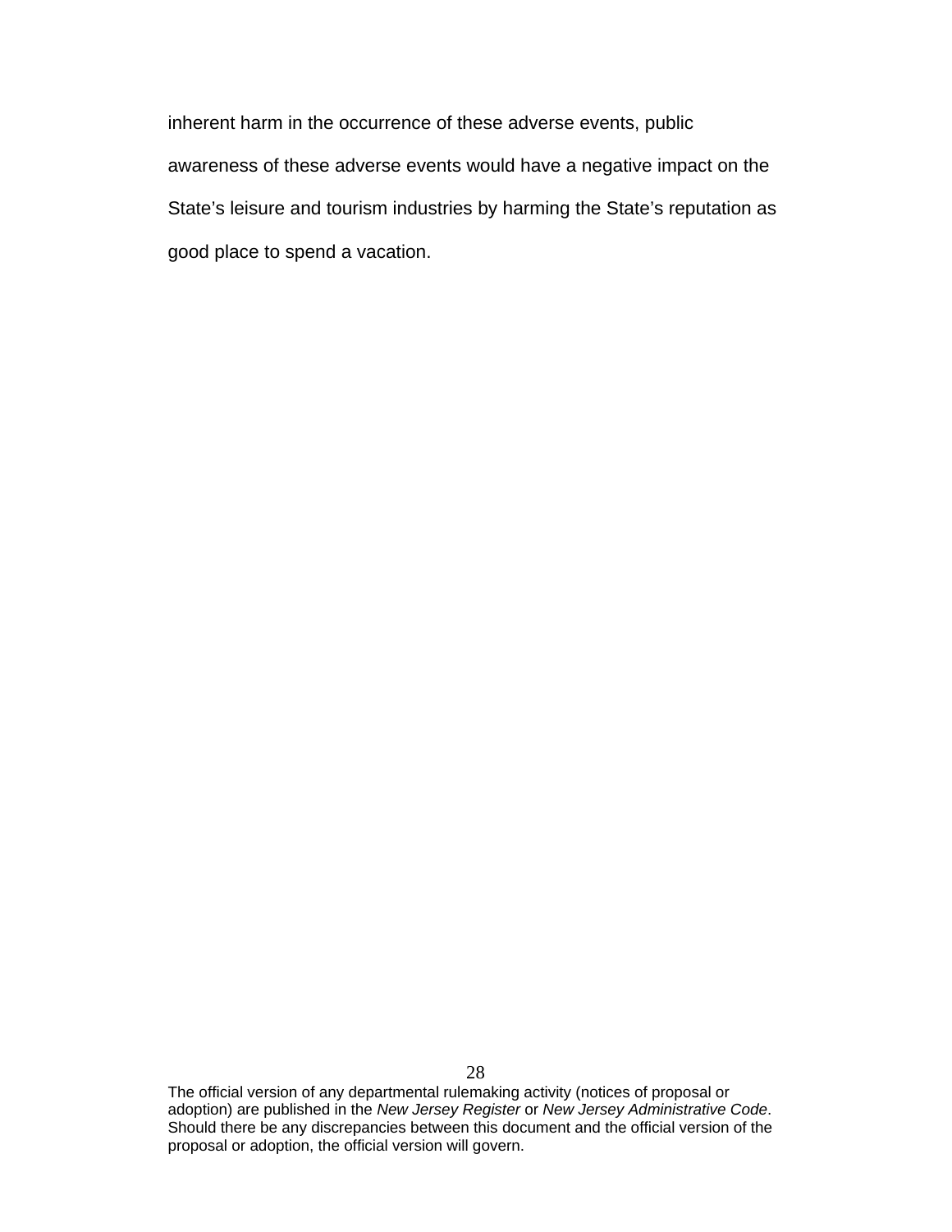inherent harm in the occurrence of these adverse events, public awareness of these adverse events would have a negative impact on the State's leisure and tourism industries by harming the State's reputation as good place to spend a vacation.

The official version of any departmental rulemaking activity (notices of proposal or adoption) are published in the *New Jersey Register* or *New Jersey Administrative Code*. Should there be any discrepancies between this document and the official version of the proposal or adoption, the official version will govern.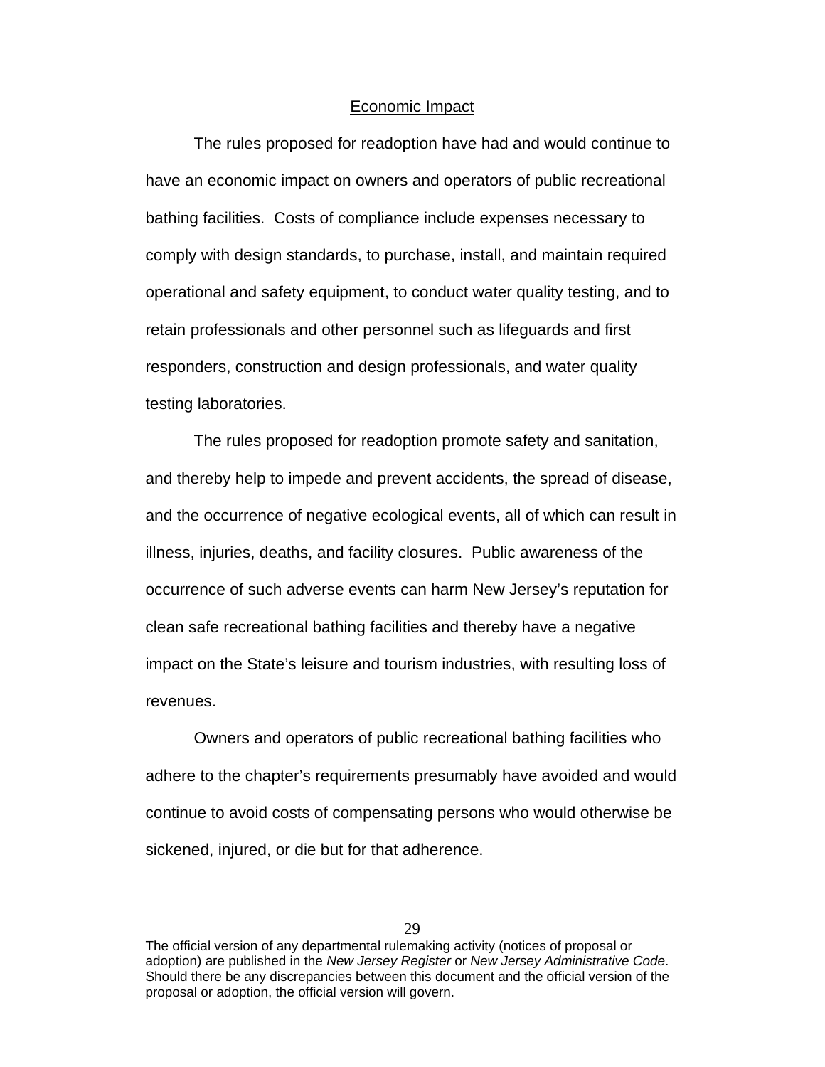## Economic Impact

The rules proposed for readoption have had and would continue to have an economic impact on owners and operators of public recreational bathing facilities. Costs of compliance include expenses necessary to comply with design standards, to purchase, install, and maintain required operational and safety equipment, to conduct water quality testing, and to retain professionals and other personnel such as lifeguards and first responders, construction and design professionals, and water quality testing laboratories.

The rules proposed for readoption promote safety and sanitation, and thereby help to impede and prevent accidents, the spread of disease, and the occurrence of negative ecological events, all of which can result in illness, injuries, deaths, and facility closures. Public awareness of the occurrence of such adverse events can harm New Jersey's reputation for clean safe recreational bathing facilities and thereby have a negative impact on the State's leisure and tourism industries, with resulting loss of revenues.

Owners and operators of public recreational bathing facilities who adhere to the chapter's requirements presumably have avoided and would continue to avoid costs of compensating persons who would otherwise be sickened, injured, or die but for that adherence.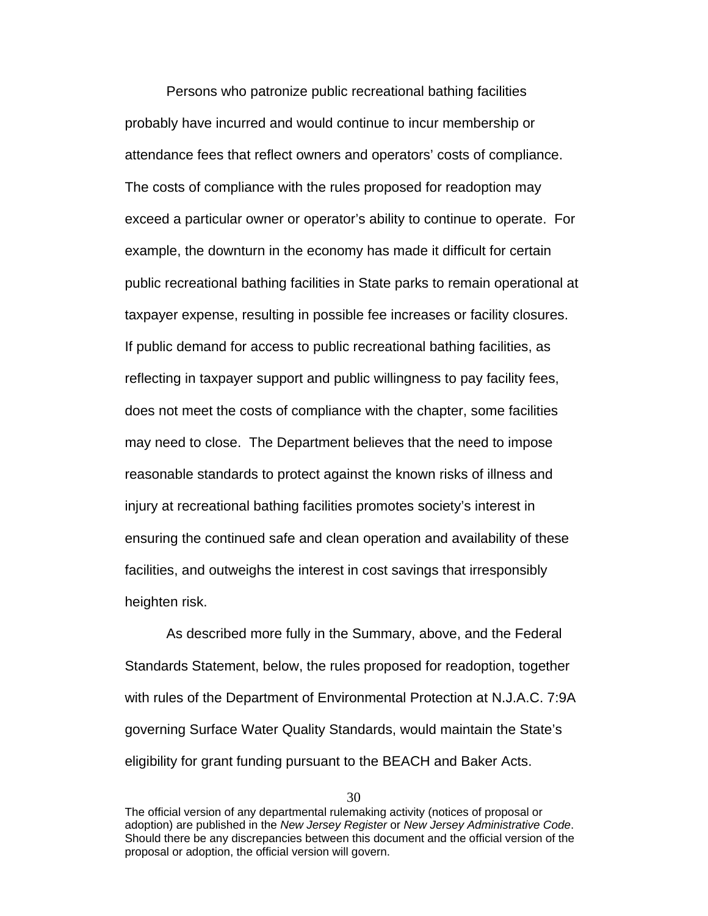Persons who patronize public recreational bathing facilities probably have incurred and would continue to incur membership or attendance fees that reflect owners and operators' costs of compliance. The costs of compliance with the rules proposed for readoption may exceed a particular owner or operator's ability to continue to operate. For example, the downturn in the economy has made it difficult for certain public recreational bathing facilities in State parks to remain operational at taxpayer expense, resulting in possible fee increases or facility closures. If public demand for access to public recreational bathing facilities, as reflecting in taxpayer support and public willingness to pay facility fees, does not meet the costs of compliance with the chapter, some facilities may need to close. The Department believes that the need to impose reasonable standards to protect against the known risks of illness and injury at recreational bathing facilities promotes society's interest in ensuring the continued safe and clean operation and availability of these facilities, and outweighs the interest in cost savings that irresponsibly heighten risk.

As described more fully in the Summary, above, and the Federal Standards Statement, below, the rules proposed for readoption, together with rules of the Department of Environmental Protection at N.J.A.C. 7:9A governing Surface Water Quality Standards, would maintain the State's eligibility for grant funding pursuant to the BEACH and Baker Acts.

The official version of any departmental rulemaking activity (notices of proposal or adoption) are published in the *New Jersey Register* or *New Jersey Administrative Code*. Should there be any discrepancies between this document and the official version of the proposal or adoption, the official version will govern.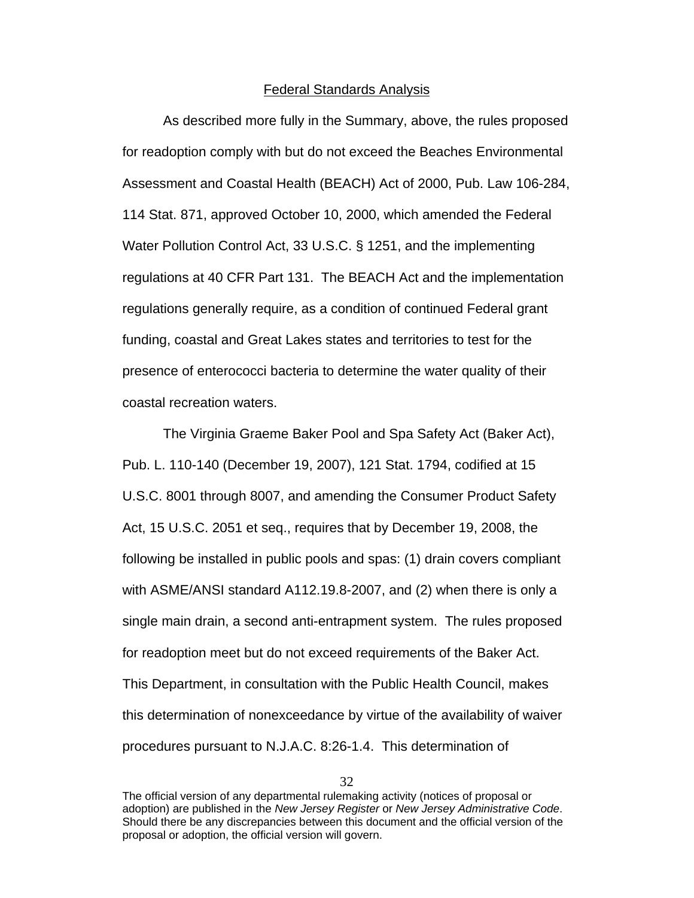Federal Standards Analysis

As described more fully in the Summary, above, the rules proposed for readoption comply with but do not exceed the Beaches Environmental Assessment and Coastal Health (BEACH) Act of 2000, Pub. Law 106-284, 114 Stat. 871, approved October 10, 2000, which amended the Federal Water Pollution Control Act, 33 U.S.C. § 1251, and the implementing regulations at 40 CFR Part 131. The BEACH Act and the implementation regulations generally require, as a condition of continued Federal grant funding, coastal and Great Lakes states and territories to test for the presence of enterococci bacteria to determine the water quality of their coastal recreation waters.

The Virginia Graeme Baker Pool and Spa Safety Act (Baker Act), Pub. L. 110-140 (December 19, 2007), 121 Stat. 1794, codified at 15 U.S.C. 8001 through 8007, and amending the Consumer Product Safety Act, 15 U.S.C. 2051 et seq., requires that by December 19, 2008, the following be installed in public pools and spas: (1) drain covers compliant with ASME/ANSI standard A112.19.8-2007, and (2) when there is only a single main drain, a second anti-entrapment system. The rules proposed for readoption meet but do not exceed requirements of the Baker Act. This Department, in consultation with the Public Health Council, makes this determination of nonexceedance by virtue of the availability of waiver procedures pursuant to N.J.A.C. 8:26-1.4. This determination of

The official version of any departmental rulemaking activity (notices of proposal or adoption) are published in the *New Jersey Register* or *New Jersey Administrative Code*. Should there be any discrepancies between this document and the official version of the proposal or adoption, the official version will govern.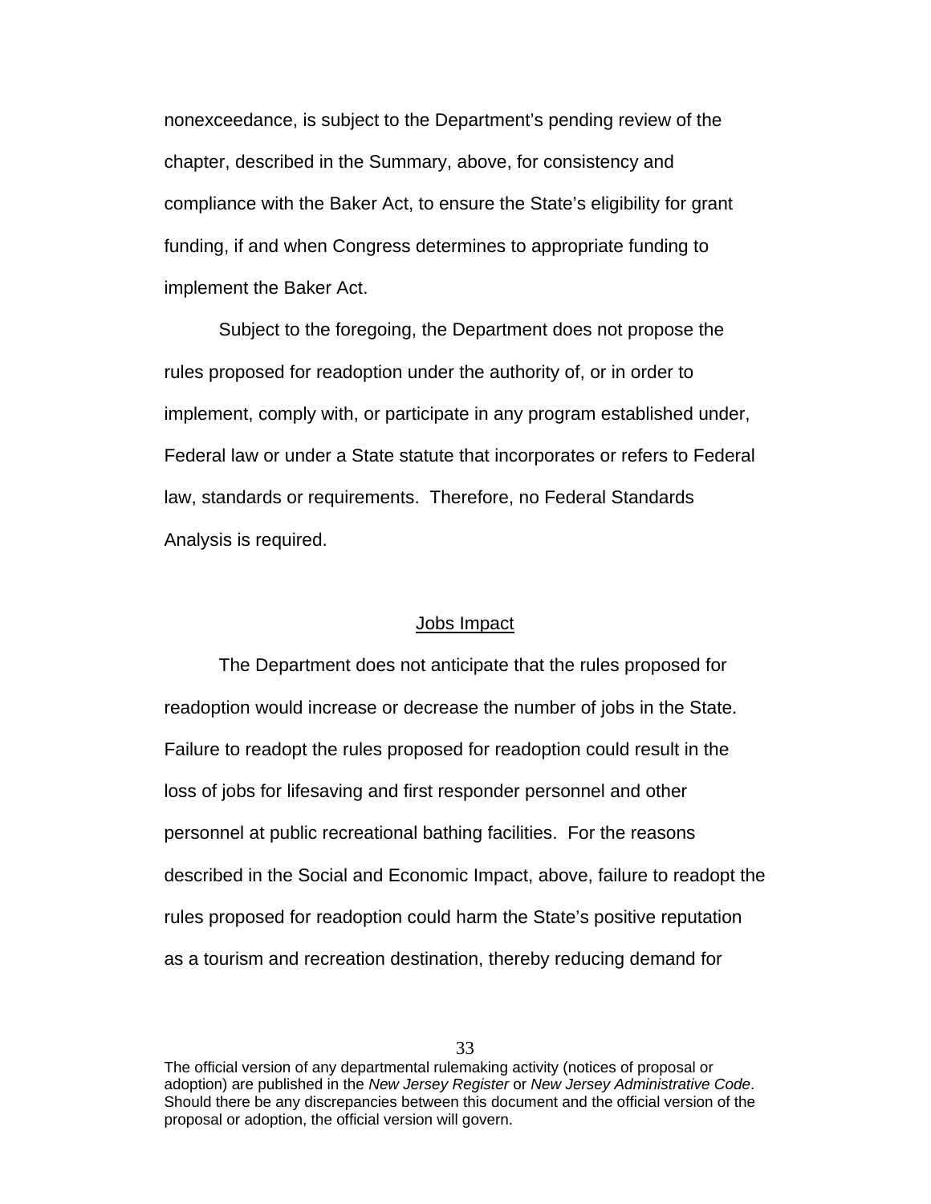nonexceedance, is subject to the Department's pending review of the chapter, described in the Summary, above, for consistency and compliance with the Baker Act, to ensure the State's eligibility for grant funding, if and when Congress determines to appropriate funding to implement the Baker Act.

Subject to the foregoing, the Department does not propose the rules proposed for readoption under the authority of, or in order to implement, comply with, or participate in any program established under, Federal law or under a State statute that incorporates or refers to Federal law, standards or requirements. Therefore, no Federal Standards Analysis is required.

## Jobs Impact

The Department does not anticipate that the rules proposed for readoption would increase or decrease the number of jobs in the State. Failure to readopt the rules proposed for readoption could result in the loss of jobs for lifesaving and first responder personnel and other personnel at public recreational bathing facilities. For the reasons described in the Social and Economic Impact, above, failure to readopt the rules proposed for readoption could harm the State's positive reputation as a tourism and recreation destination, thereby reducing demand for

The official version of any departmental rulemaking activity (notices of proposal or adoption) are published in the *New Jersey Register* or *New Jersey Administrative Code*. Should there be any discrepancies between this document and the official version of the proposal or adoption, the official version will govern.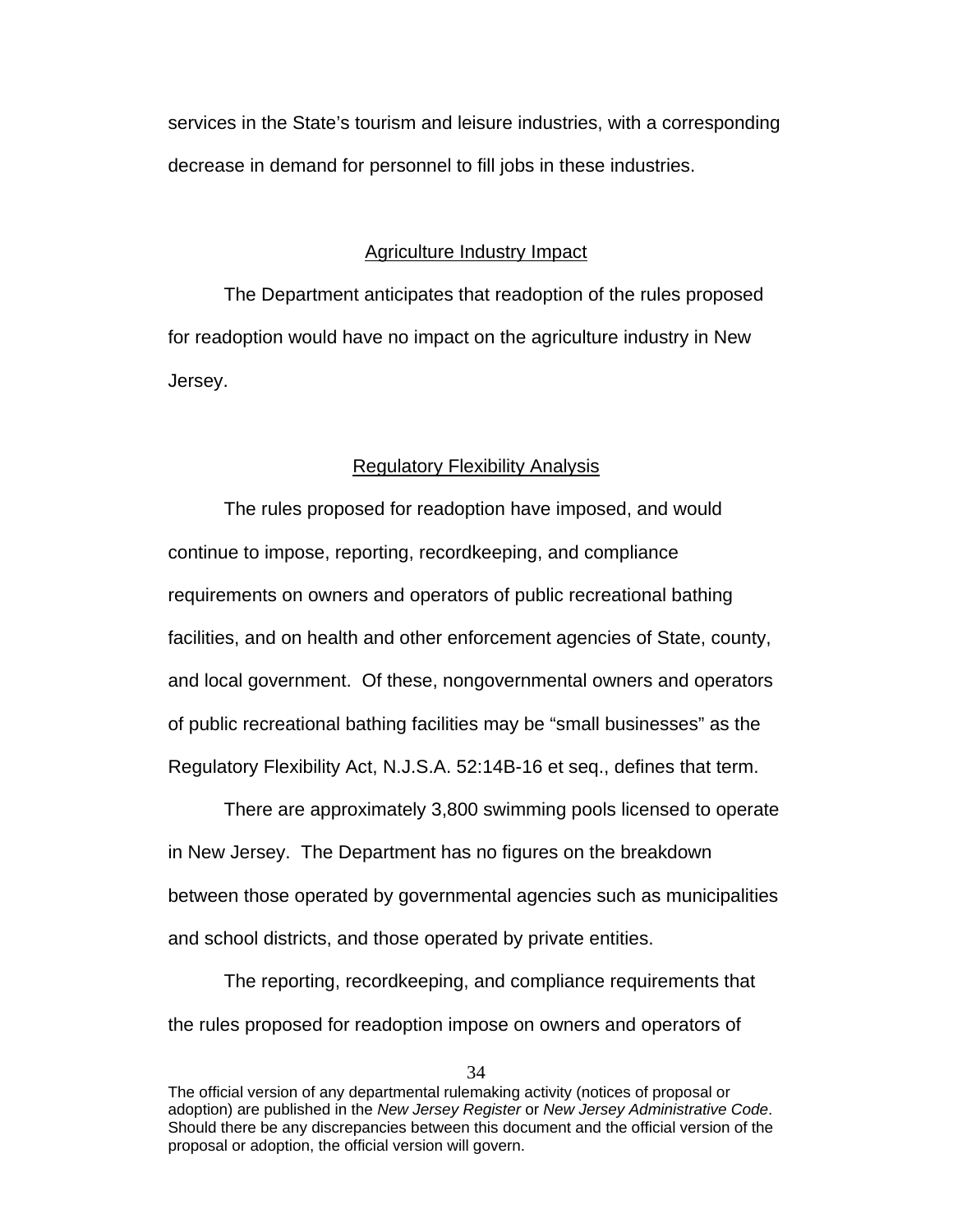services in the State's tourism and leisure industries, with a corresponding decrease in demand for personnel to fill jobs in these industries.

## Agriculture Industry Impact

The Department anticipates that readoption of the rules proposed for readoption would have no impact on the agriculture industry in New Jersey.

## Regulatory Flexibility Analysis

The rules proposed for readoption have imposed, and would continue to impose, reporting, recordkeeping, and compliance requirements on owners and operators of public recreational bathing facilities, and on health and other enforcement agencies of State, county, and local government. Of these, nongovernmental owners and operators of public recreational bathing facilities may be "small businesses" as the Regulatory Flexibility Act, N.J.S.A. 52:14B-16 et seq., defines that term.

There are approximately 3,800 swimming pools licensed to operate in New Jersey. The Department has no figures on the breakdown between those operated by governmental agencies such as municipalities and school districts, and those operated by private entities.

The reporting, recordkeeping, and compliance requirements that the rules proposed for readoption impose on owners and operators of

The official version of any departmental rulemaking activity (notices of proposal or adoption) are published in the *New Jersey Register* or *New Jersey Administrative Code*. Should there be any discrepancies between this document and the official version of the proposal or adoption, the official version will govern.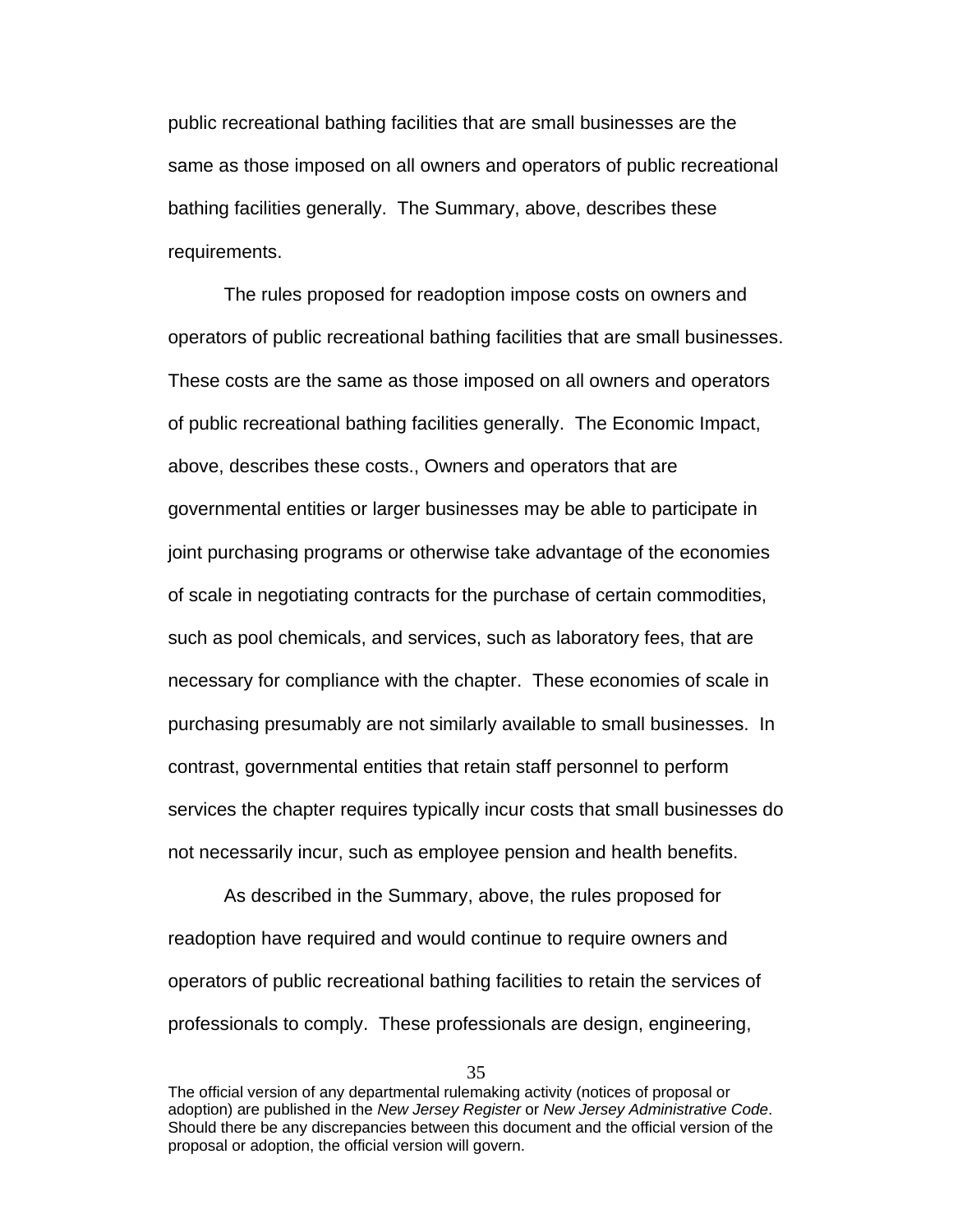public recreational bathing facilities that are small businesses are the same as those imposed on all owners and operators of public recreational bathing facilities generally. The Summary, above, describes these requirements.

The rules proposed for readoption impose costs on owners and operators of public recreational bathing facilities that are small businesses. These costs are the same as those imposed on all owners and operators of public recreational bathing facilities generally. The Economic Impact, above, describes these costs., Owners and operators that are governmental entities or larger businesses may be able to participate in joint purchasing programs or otherwise take advantage of the economies of scale in negotiating contracts for the purchase of certain commodities, such as pool chemicals, and services, such as laboratory fees, that are necessary for compliance with the chapter. These economies of scale in purchasing presumably are not similarly available to small businesses. In contrast, governmental entities that retain staff personnel to perform services the chapter requires typically incur costs that small businesses do not necessarily incur, such as employee pension and health benefits.

As described in the Summary, above, the rules proposed for readoption have required and would continue to require owners and operators of public recreational bathing facilities to retain the services of professionals to comply. These professionals are design, engineering,

The official version of any departmental rulemaking activity (notices of proposal or adoption) are published in the *New Jersey Register* or *New Jersey Administrative Code*. Should there be any discrepancies between this document and the official version of the proposal or adoption, the official version will govern.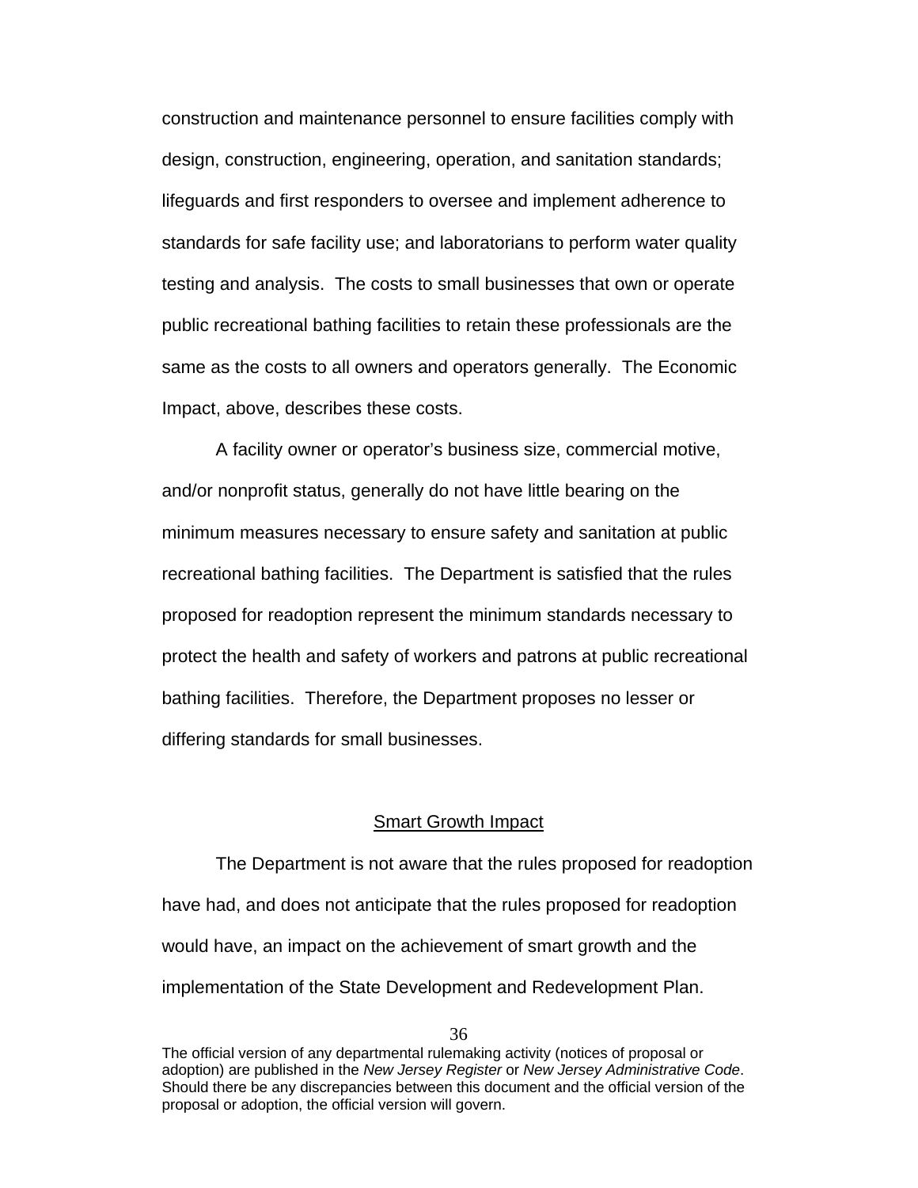construction and maintenance personnel to ensure facilities comply with design, construction, engineering, operation, and sanitation standards; lifeguards and first responders to oversee and implement adherence to standards for safe facility use; and laboratorians to perform water quality testing and analysis. The costs to small businesses that own or operate public recreational bathing facilities to retain these professionals are the same as the costs to all owners and operators generally. The Economic Impact, above, describes these costs.

A facility owner or operator's business size, commercial motive, and/or nonprofit status, generally do not have little bearing on the minimum measures necessary to ensure safety and sanitation at public recreational bathing facilities. The Department is satisfied that the rules proposed for readoption represent the minimum standards necessary to protect the health and safety of workers and patrons at public recreational bathing facilities. Therefore, the Department proposes no lesser or differing standards for small businesses.

## Smart Growth Impact

The Department is not aware that the rules proposed for readoption have had, and does not anticipate that the rules proposed for readoption would have, an impact on the achievement of smart growth and the implementation of the State Development and Redevelopment Plan.

The official version of any departmental rulemaking activity (notices of proposal or adoption) are published in the *New Jersey Register* or *New Jersey Administrative Code*. Should there be any discrepancies between this document and the official version of the proposal or adoption, the official version will govern.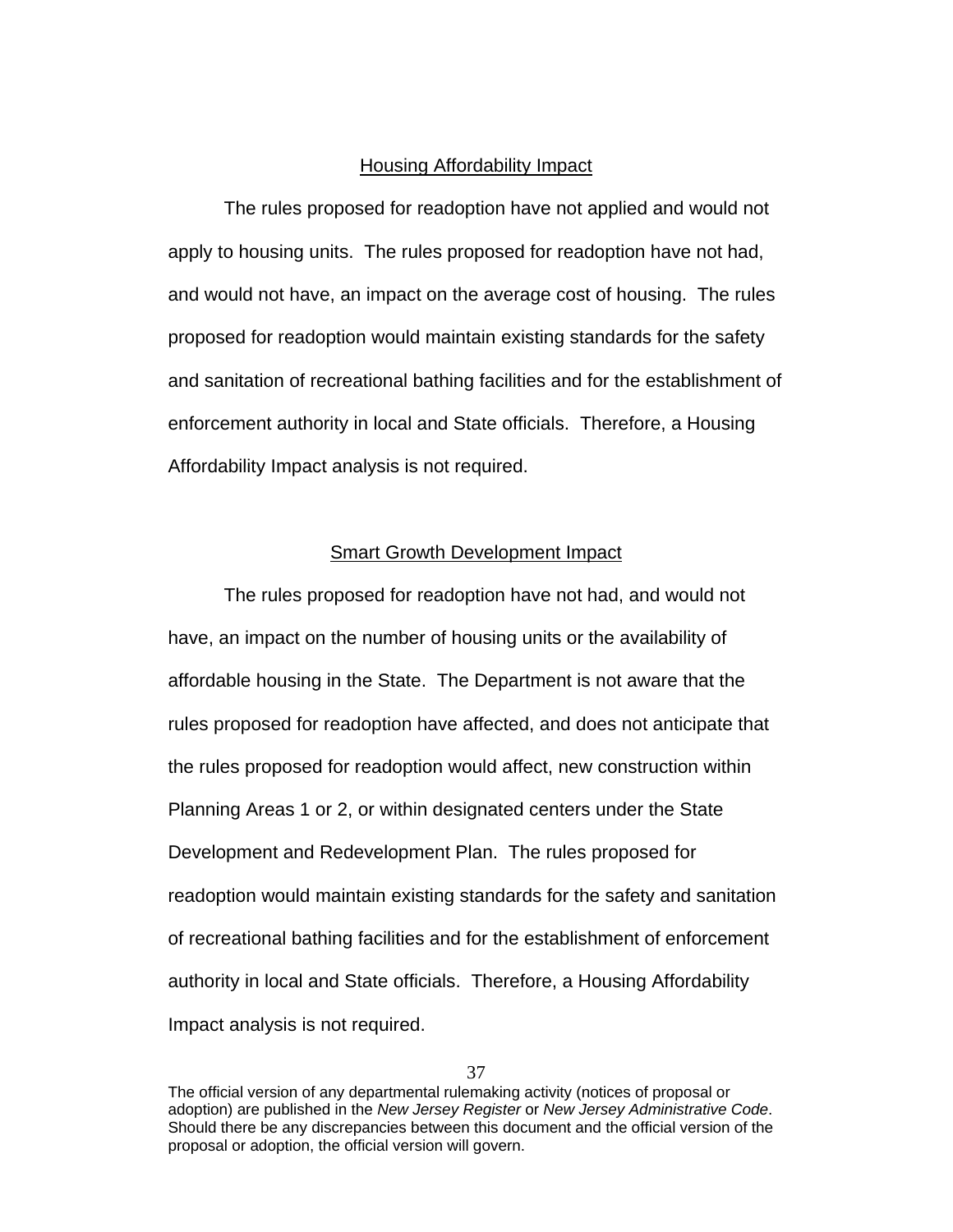## Housing Affordability Impact

The rules proposed for readoption have not applied and would not apply to housing units. The rules proposed for readoption have not had, and would not have, an impact on the average cost of housing. The rules proposed for readoption would maintain existing standards for the safety and sanitation of recreational bathing facilities and for the establishment of enforcement authority in local and State officials. Therefore, a Housing Affordability Impact analysis is not required.

## Smart Growth Development Impact

The rules proposed for readoption have not had, and would not have, an impact on the number of housing units or the availability of affordable housing in the State. The Department is not aware that the rules proposed for readoption have affected, and does not anticipate that the rules proposed for readoption would affect, new construction within Planning Areas 1 or 2, or within designated centers under the State Development and Redevelopment Plan. The rules proposed for readoption would maintain existing standards for the safety and sanitation of recreational bathing facilities and for the establishment of enforcement authority in local and State officials. Therefore, a Housing Affordability Impact analysis is not required.

The official version of any departmental rulemaking activity (notices of proposal or adoption) are published in the *New Jersey Register* or *New Jersey Administrative Code*. Should there be any discrepancies between this document and the official version of the proposal or adoption, the official version will govern.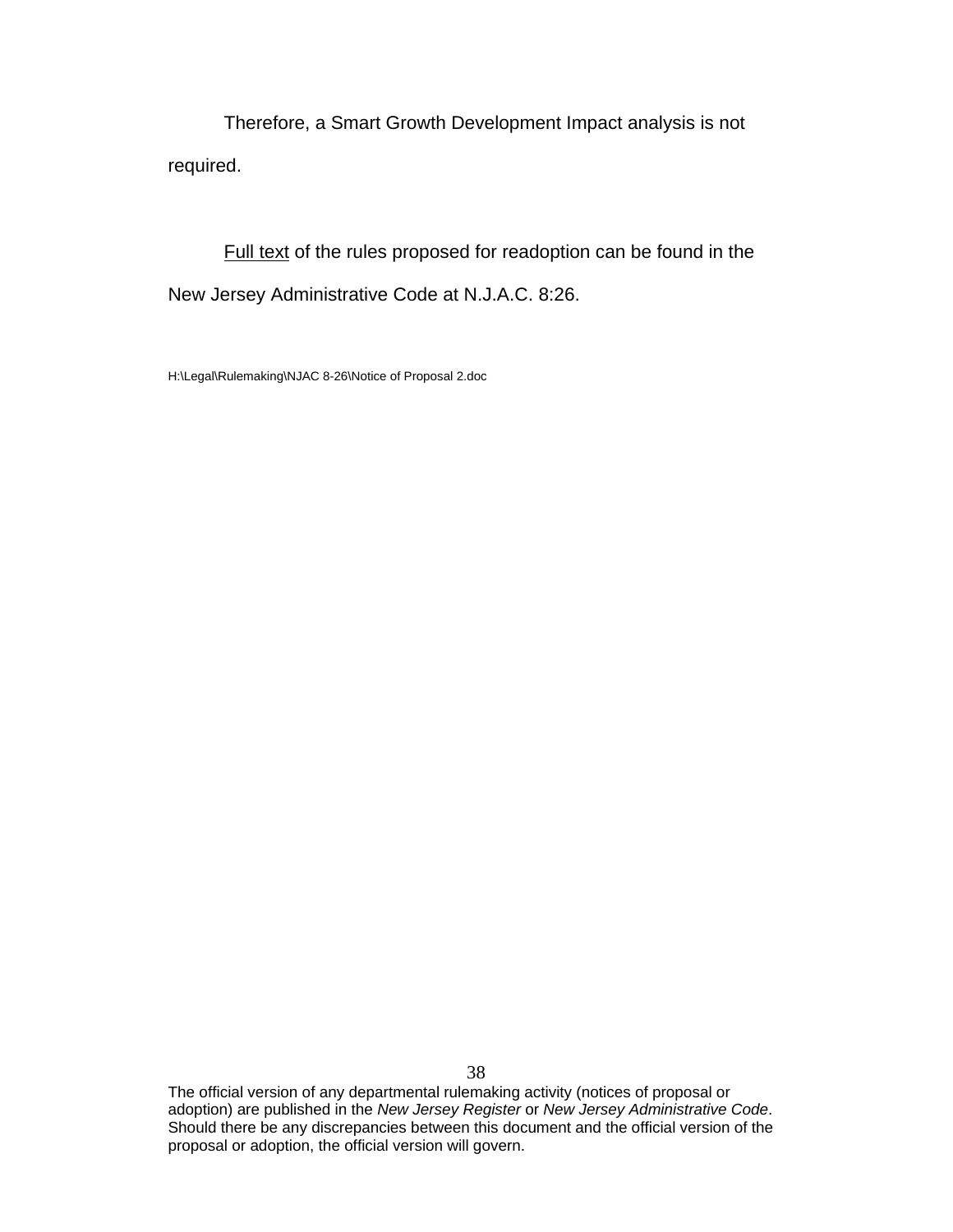Therefore, a Smart Growth Development Impact analysis is not required.

Full text of the rules proposed for readoption can be found in the New Jersey Administrative Code at N.J.A.C. 8:26.

H:\Legal\Rulemaking\NJAC 8-26\Notice of Proposal 2.doc

The official version of any departmental rulemaking activity (notices of proposal or adoption) are published in the *New Jersey Register* or *New Jersey Administrative Code*. Should there be any discrepancies between this document and the official version of the proposal or adoption, the official version will govern.